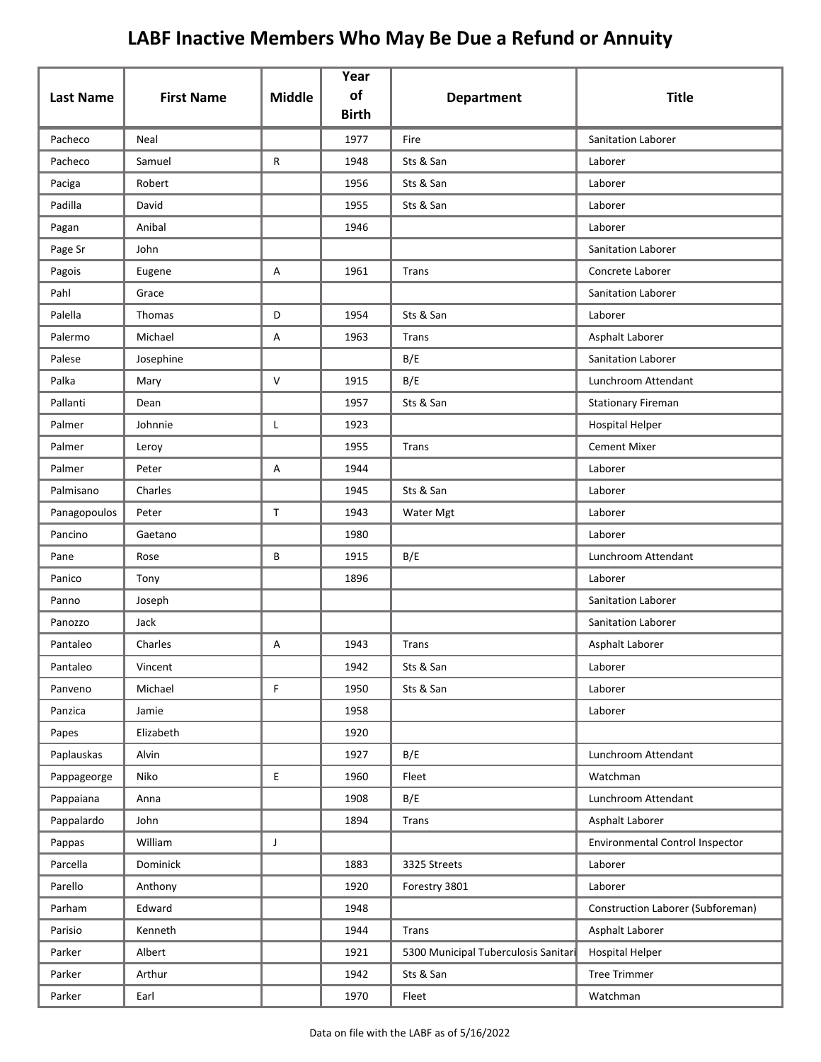# LABF Inactive Members Who May Be Due a Refund or Annuity

| Last Name | First Name | Middle | Year of Birth | Department | Title |
|---|---|---|---|---|---|
| Pacheco | Neal | | 1977 | Fire | Sanitation Laborer |
| Pacheco | Samuel | R | 1948 | Sts & San | Laborer |
| Paciga | Robert | | 1956 | Sts & San | Laborer |
| Padilla | David | | 1955 | Sts & San | Laborer |
| Pagan | Anibal | | 1946 | | Laborer |
| Page Sr | John | | | | Sanitation Laborer |
| Pagois | Eugene | A | 1961 | Trans | Concrete Laborer |
| Pahl | Grace | | | | Sanitation Laborer |
| Palella | Thomas | D | 1954 | Sts & San | Laborer |
| Palermo | Michael | A | 1963 | Trans | Asphalt Laborer |
| Palese | Josephine | | | B/E | Sanitation Laborer |
| Palka | Mary | V | 1915 | B/E | Lunchroom Attendant |
| Pallanti | Dean | | 1957 | Sts & San | Stationary Fireman |
| Palmer | Johnnie | L | 1923 | | Hospital Helper |
| Palmer | Leroy | | 1955 | Trans | Cement Mixer |
| Palmer | Peter | A | 1944 | | Laborer |
| Palmisano | Charles | | 1945 | Sts & San | Laborer |
| Panagopoulos | Peter | T | 1943 | Water Mgt | Laborer |
| Pancino | Gaetano | | 1980 | | Laborer |
| Pane | Rose | B | 1915 | B/E | Lunchroom Attendant |
| Panico | Tony | | 1896 | | Laborer |
| Panno | Joseph | | | | Sanitation Laborer |
| Panozzo | Jack | | | | Sanitation Laborer |
| Pantaleo | Charles | A | 1943 | Trans | Asphalt Laborer |
| Pantaleo | Vincent | | 1942 | Sts & San | Laborer |
| Panveno | Michael | F | 1950 | Sts & San | Laborer |
| Panzica | Jamie | | 1958 | | Laborer |
| Papes | Elizabeth | | 1920 | | |
| Paplauskas | Alvin | | 1927 | B/E | Lunchroom Attendant |
| Pappageorge | Niko | E | 1960 | Fleet | Watchman |
| Pappaiana | Anna | | 1908 | B/E | Lunchroom Attendant |
| Pappalardo | John | | 1894 | Trans | Asphalt Laborer |
| Pappas | William | J | | | Environmental Control Inspector |
| Parcella | Dominick | | 1883 | 3325 Streets | Laborer |
| Parello | Anthony | | 1920 | Forestry 3801 | Laborer |
| Parham | Edward | | 1948 | | Construction Laborer (Subforeman) |
| Parisio | Kenneth | | 1944 | Trans | Asphalt Laborer |
| Parker | Albert | | 1921 | 5300 Municipal Tuberculosis Sanitari | Hospital Helper |
| Parker | Arthur | | 1942 | Sts & San | Tree Trimmer |
| Parker | Earl | | 1970 | Fleet | Watchman |

Data on file with the LABF as of 5/16/2022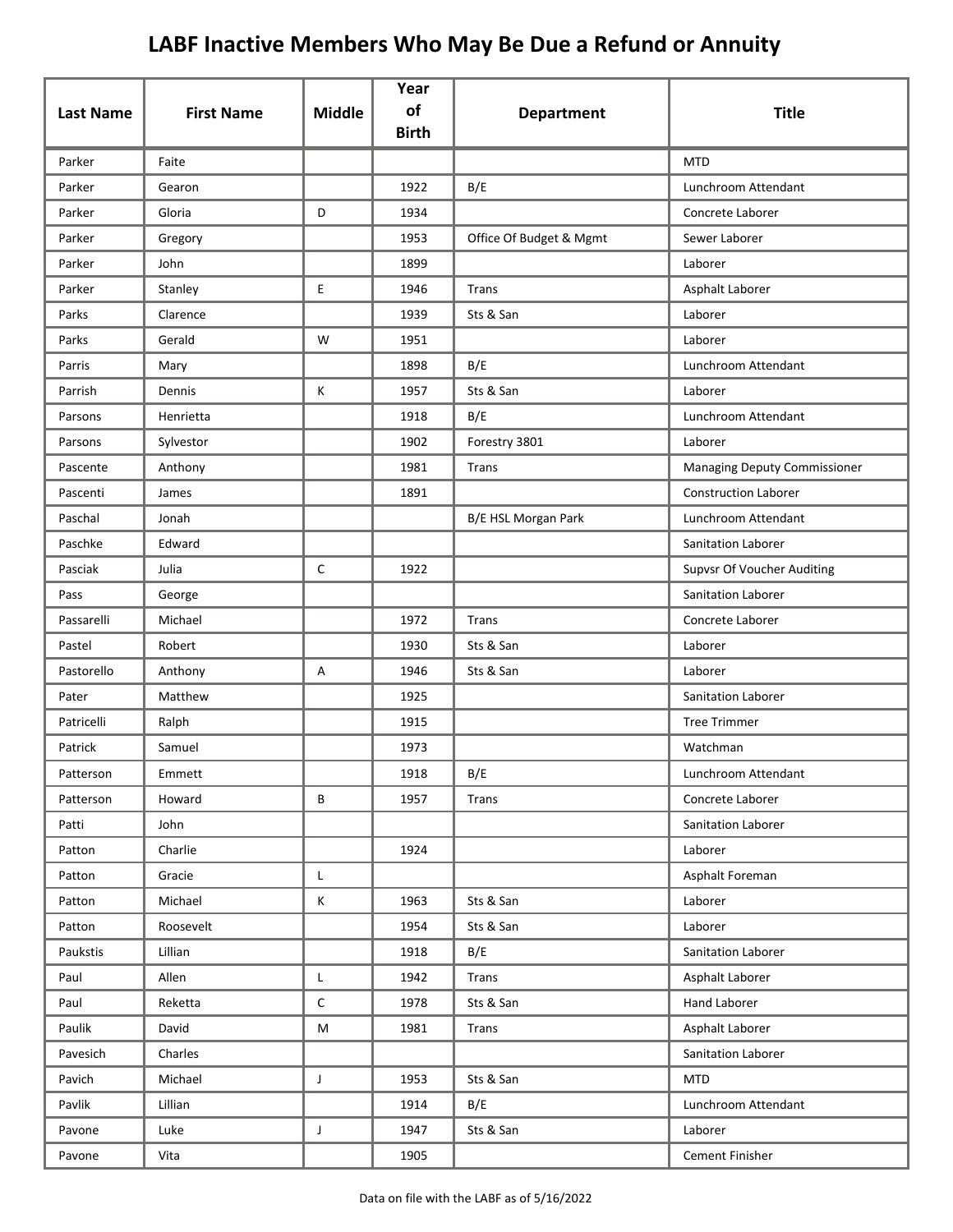# LABF Inactive Members Who May Be Due a Refund or Annuity

| Last Name | First Name | Middle | Year of Birth | Department | Title |
|---|---|---|---|---|---|
| Parker | Faite | | | | MTD |
| Parker | Gearon | | 1922 | B/E | Lunchroom Attendant |
| Parker | Gloria | D | 1934 | | Concrete Laborer |
| Parker | Gregory | | 1953 | Office Of Budget & Mgmt | Sewer Laborer |
| Parker | John | | 1899 | | Laborer |
| Parker | Stanley | E | 1946 | Trans | Asphalt Laborer |
| Parks | Clarence | | 1939 | Sts & San | Laborer |
| Parks | Gerald | W | 1951 | | Laborer |
| Parris | Mary | | 1898 | B/E | Lunchroom Attendant |
| Parrish | Dennis | K | 1957 | Sts & San | Laborer |
| Parsons | Henrietta | | 1918 | B/E | Lunchroom Attendant |
| Parsons | Sylvestor | | 1902 | Forestry 3801 | Laborer |
| Pascente | Anthony | | 1981 | Trans | Managing Deputy Commissioner |
| Pascenti | James | | 1891 | | Construction Laborer |
| Paschal | Jonah | | | B/E HSL Morgan Park | Lunchroom Attendant |
| Paschke | Edward | | | | Sanitation Laborer |
| Pasciak | Julia | C | 1922 | | Supvsr Of Voucher Auditing |
| Pass | George | | | | Sanitation Laborer |
| Passarelli | Michael | | 1972 | Trans | Concrete Laborer |
| Pastel | Robert | | 1930 | Sts & San | Laborer |
| Pastorello | Anthony | A | 1946 | Sts & San | Laborer |
| Pater | Matthew | | 1925 | | Sanitation Laborer |
| Patricelli | Ralph | | 1915 | | Tree Trimmer |
| Patrick | Samuel | | 1973 | | Watchman |
| Patterson | Emmett | | 1918 | B/E | Lunchroom Attendant |
| Patterson | Howard | B | 1957 | Trans | Concrete Laborer |
| Patti | John | | | | Sanitation Laborer |
| Patton | Charlie | | 1924 | | Laborer |
| Patton | Gracie | L | | | Asphalt Foreman |
| Patton | Michael | K | 1963 | Sts & San | Laborer |
| Patton | Roosevelt | | 1954 | Sts & San | Laborer |
| Paukstis | Lillian | | 1918 | B/E | Sanitation Laborer |
| Paul | Allen | L | 1942 | Trans | Asphalt Laborer |
| Paul | Reketta | C | 1978 | Sts & San | Hand Laborer |
| Paulik | David | M | 1981 | Trans | Asphalt Laborer |
| Pavesich | Charles | | | | Sanitation Laborer |
| Pavich | Michael | J | 1953 | Sts & San | MTD |
| Pavlik | Lillian | | 1914 | B/E | Lunchroom Attendant |
| Pavone | Luke | J | 1947 | Sts & San | Laborer |
| Pavone | Vita | | 1905 | | Cement Finisher |

Data on file with the LABF as of 5/16/2022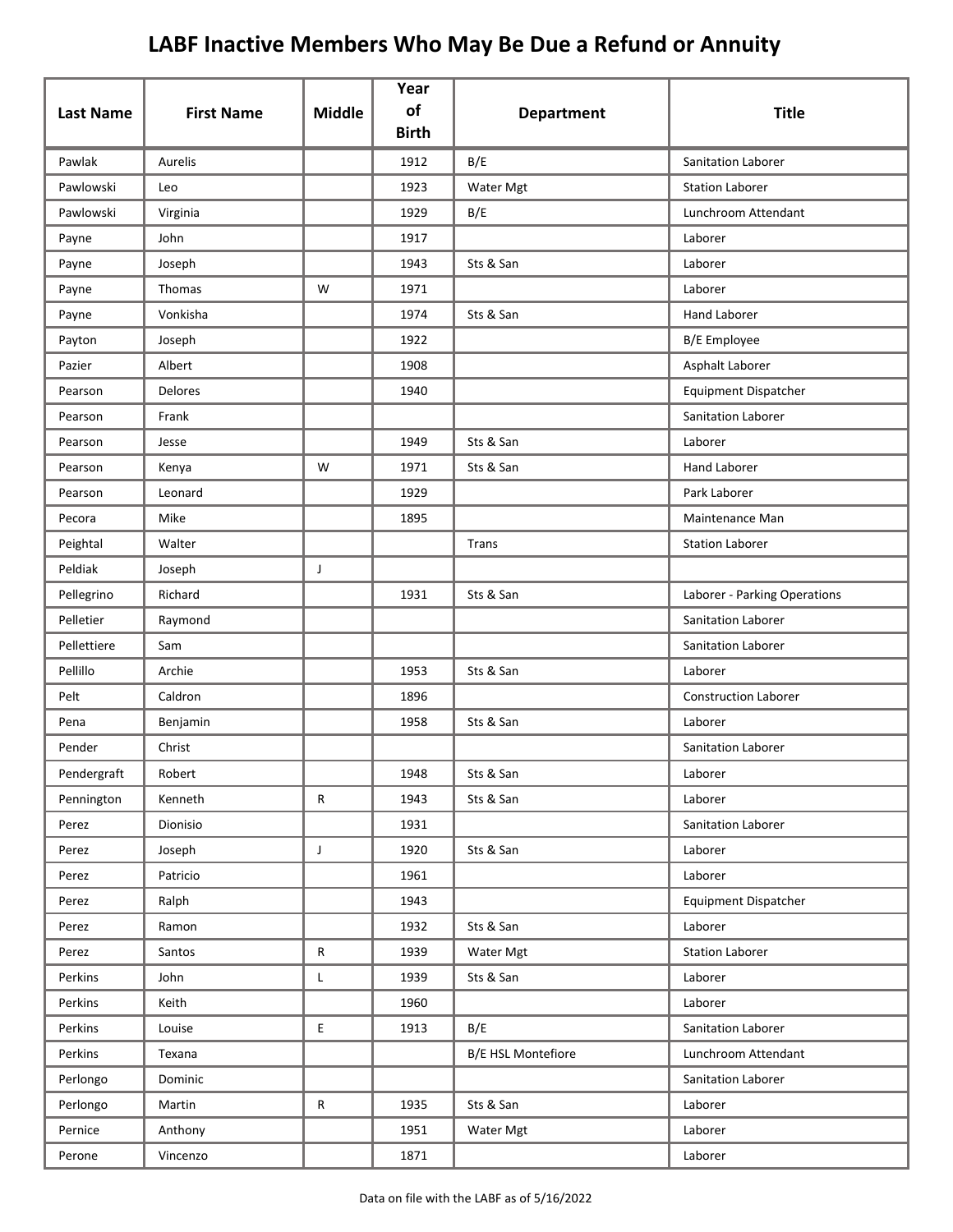# LABF Inactive Members Who May Be Due a Refund or Annuity

| Last Name | First Name | Middle | Year of Birth | Department | Title |
|---|---|---|---|---|---|
| Pawlak | Aurelis | | 1912 | B/E | Sanitation Laborer |
| Pawlowski | Leo | | 1923 | Water Mgt | Station Laborer |
| Pawlowski | Virginia | | 1929 | B/E | Lunchroom Attendant |
| Payne | John | | 1917 | | Laborer |
| Payne | Joseph | | 1943 | Sts & San | Laborer |
| Payne | Thomas | W | 1971 | | Laborer |
| Payne | Vonkisha | | 1974 | Sts & San | Hand Laborer |
| Payton | Joseph | | 1922 | | B/E Employee |
| Pazier | Albert | | 1908 | | Asphalt Laborer |
| Pearson | Delores | | 1940 | | Equipment Dispatcher |
| Pearson | Frank | | | | Sanitation Laborer |
| Pearson | Jesse | | 1949 | Sts & San | Laborer |
| Pearson | Kenya | W | 1971 | Sts & San | Hand Laborer |
| Pearson | Leonard | | 1929 | | Park Laborer |
| Pecora | Mike | | 1895 | | Maintenance Man |
| Peightal | Walter | | | Trans | Station Laborer |
| Peldiak | Joseph | J | | | |
| Pellegrino | Richard | | 1931 | Sts & San | Laborer - Parking Operations |
| Pelletier | Raymond | | | | Sanitation Laborer |
| Pellettiere | Sam | | | | Sanitation Laborer |
| Pellillo | Archie | | 1953 | Sts & San | Laborer |
| Pelt | Caldron | | 1896 | | Construction Laborer |
| Pena | Benjamin | | 1958 | Sts & San | Laborer |
| Pender | Christ | | | | Sanitation Laborer |
| Pendergraft | Robert | | 1948 | Sts & San | Laborer |
| Pennington | Kenneth | R | 1943 | Sts & San | Laborer |
| Perez | Dionisio | | 1931 | | Sanitation Laborer |
| Perez | Joseph | J | 1920 | Sts & San | Laborer |
| Perez | Patricio | | 1961 | | Laborer |
| Perez | Ralph | | 1943 | | Equipment Dispatcher |
| Perez | Ramon | | 1932 | Sts & San | Laborer |
| Perez | Santos | R | 1939 | Water Mgt | Station Laborer |
| Perkins | John | L | 1939 | Sts & San | Laborer |
| Perkins | Keith | | 1960 | | Laborer |
| Perkins | Louise | E | 1913 | B/E | Sanitation Laborer |
| Perkins | Texana | | | B/E HSL Montefiore | Lunchroom Attendant |
| Perlongo | Dominic | | | | Sanitation Laborer |
| Perlongo | Martin | R | 1935 | Sts & San | Laborer |
| Pernice | Anthony | | 1951 | Water Mgt | Laborer |
| Perone | Vincenzo | | 1871 | | Laborer |

Data on file with the LABF as of 5/16/2022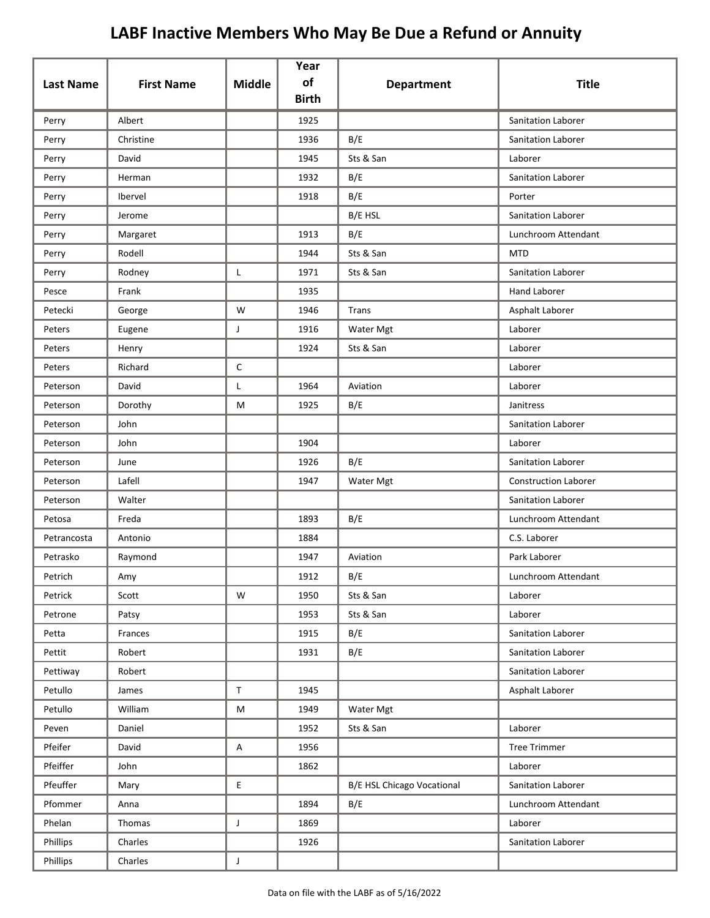# LABF Inactive Members Who May Be Due a Refund or Annuity

| Last Name | First Name | Middle | Year of Birth | Department | Title |
|---|---|---|---|---|---|
| Perry | Albert | | 1925 | | Sanitation Laborer |
| Perry | Christine | | 1936 | B/E | Sanitation Laborer |
| Perry | David | | 1945 | Sts & San | Laborer |
| Perry | Herman | | 1932 | B/E | Sanitation Laborer |
| Perry | Ibervel | | 1918 | B/E | Porter |
| Perry | Jerome | | | B/E HSL | Sanitation Laborer |
| Perry | Margaret | | 1913 | B/E | Lunchroom Attendant |
| Perry | Rodell | | 1944 | Sts & San | MTD |
| Perry | Rodney | L | 1971 | Sts & San | Sanitation Laborer |
| Pesce | Frank | | 1935 | | Hand Laborer |
| Petecki | George | W | 1946 | Trans | Asphalt Laborer |
| Peters | Eugene | J | 1916 | Water Mgt | Laborer |
| Peters | Henry | | 1924 | Sts & San | Laborer |
| Peters | Richard | C | | | Laborer |
| Peterson | David | L | 1964 | Aviation | Laborer |
| Peterson | Dorothy | M | 1925 | B/E | Janitress |
| Peterson | John | | | | Sanitation Laborer |
| Peterson | John | | 1904 | | Laborer |
| Peterson | June | | 1926 | B/E | Sanitation Laborer |
| Peterson | Lafell | | 1947 | Water Mgt | Construction Laborer |
| Peterson | Walter | | | | Sanitation Laborer |
| Petosa | Freda | | 1893 | B/E | Lunchroom Attendant |
| Petrancosta | Antonio | | 1884 | | C.S. Laborer |
| Petrasko | Raymond | | 1947 | Aviation | Park Laborer |
| Petrich | Amy | | 1912 | B/E | Lunchroom Attendant |
| Petrick | Scott | W | 1950 | Sts & San | Laborer |
| Petrone | Patsy | | 1953 | Sts & San | Laborer |
| Petta | Frances | | 1915 | B/E | Sanitation Laborer |
| Pettit | Robert | | 1931 | B/E | Sanitation Laborer |
| Pettiway | Robert | | | | Sanitation Laborer |
| Petullo | James | T | 1945 | | Asphalt Laborer |
| Petullo | William | M | 1949 | Water Mgt | |
| Peven | Daniel | | 1952 | Sts & San | Laborer |
| Pfeifer | David | A | 1956 | | Tree Trimmer |
| Pfeiffer | John | | 1862 | | Laborer |
| Pfeuffer | Mary | E | | B/E HSL Chicago Vocational | Sanitation Laborer |
| Pfommer | Anna | | 1894 | B/E | Lunchroom Attendant |
| Phelan | Thomas | J | 1869 | | Laborer |
| Phillips | Charles | | 1926 | | Sanitation Laborer |
| Phillips | Charles | J | | | |

Data on file with the LABF as of 5/16/2022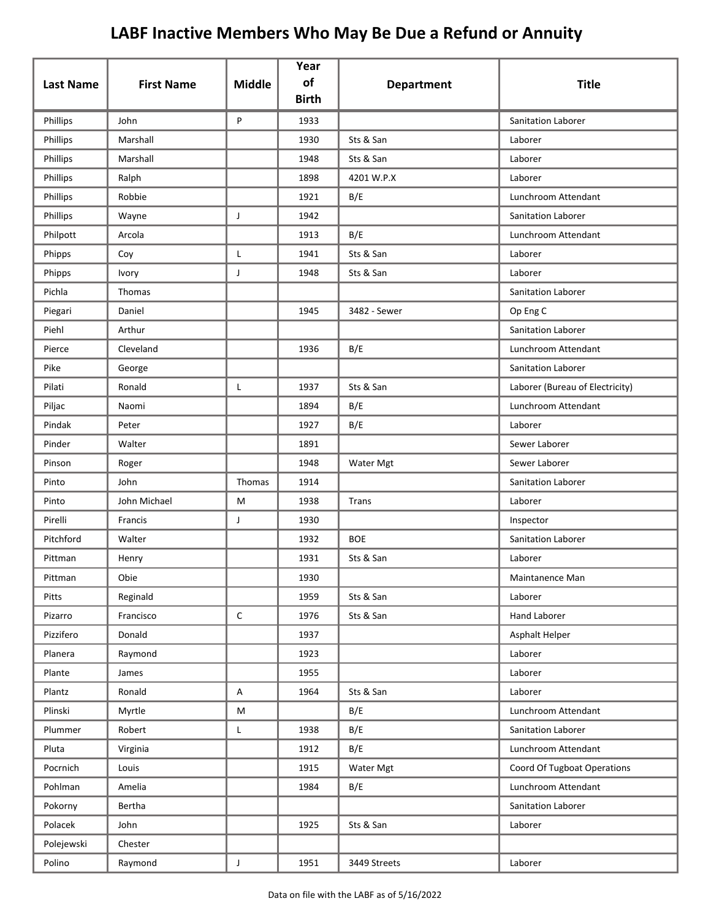# LABF Inactive Members Who May Be Due a Refund or Annuity

| Last Name | First Name | Middle | Year of Birth | Department | Title |
|---|---|---|---|---|---|
| Phillips | John | P | 1933 | | Sanitation Laborer |
| Phillips | Marshall | | 1930 | Sts & San | Laborer |
| Phillips | Marshall | | 1948 | Sts & San | Laborer |
| Phillips | Ralph | | 1898 | 4201 W.P.X | Laborer |
| Phillips | Robbie | | 1921 | B/E | Lunchroom Attendant |
| Phillips | Wayne | J | 1942 | | Sanitation Laborer |
| Philpott | Arcola | | 1913 | B/E | Lunchroom Attendant |
| Phipps | Coy | L | 1941 | Sts & San | Laborer |
| Phipps | Ivory | J | 1948 | Sts & San | Laborer |
| Pichla | Thomas | | | | Sanitation Laborer |
| Piegari | Daniel | | 1945 | 3482 - Sewer | Op Eng C |
| Piehl | Arthur | | | | Sanitation Laborer |
| Pierce | Cleveland | | 1936 | B/E | Lunchroom Attendant |
| Pike | George | | | | Sanitation Laborer |
| Pilati | Ronald | L | 1937 | Sts & San | Laborer (Bureau of Electricity) |
| Piljac | Naomi | | 1894 | B/E | Lunchroom Attendant |
| Pindak | Peter | | 1927 | B/E | Laborer |
| Pinder | Walter | | 1891 | | Sewer Laborer |
| Pinson | Roger | | 1948 | Water Mgt | Sewer Laborer |
| Pinto | John | Thomas | 1914 | | Sanitation Laborer |
| Pinto | John Michael | M | 1938 | Trans | Laborer |
| Pirelli | Francis | J | 1930 | | Inspector |
| Pitchford | Walter | | 1932 | BOE | Sanitation Laborer |
| Pittman | Henry | | 1931 | Sts & San | Laborer |
| Pittman | Obie | | 1930 | | Maintanence Man |
| Pitts | Reginald | | 1959 | Sts & San | Laborer |
| Pizarro | Francisco | C | 1976 | Sts & San | Hand Laborer |
| Pizzifero | Donald | | 1937 | | Asphalt Helper |
| Planera | Raymond | | 1923 | | Laborer |
| Plante | James | | 1955 | | Laborer |
| Plantz | Ronald | A | 1964 | Sts & San | Laborer |
| Plinski | Myrtle | M | | B/E | Lunchroom Attendant |
| Plummer | Robert | L | 1938 | B/E | Sanitation Laborer |
| Pluta | Virginia | | 1912 | B/E | Lunchroom Attendant |
| Pocrnich | Louis | | 1915 | Water Mgt | Coord Of Tugboat Operations |
| Pohlman | Amelia | | 1984 | B/E | Lunchroom Attendant |
| Pokorny | Bertha | | | | Sanitation Laborer |
| Polacek | John | | 1925 | Sts & San | Laborer |
| Polejewski | Chester | | | | |
| Polino | Raymond | J | 1951 | 3449 Streets | Laborer |

Data on file with the LABF as of 5/16/2022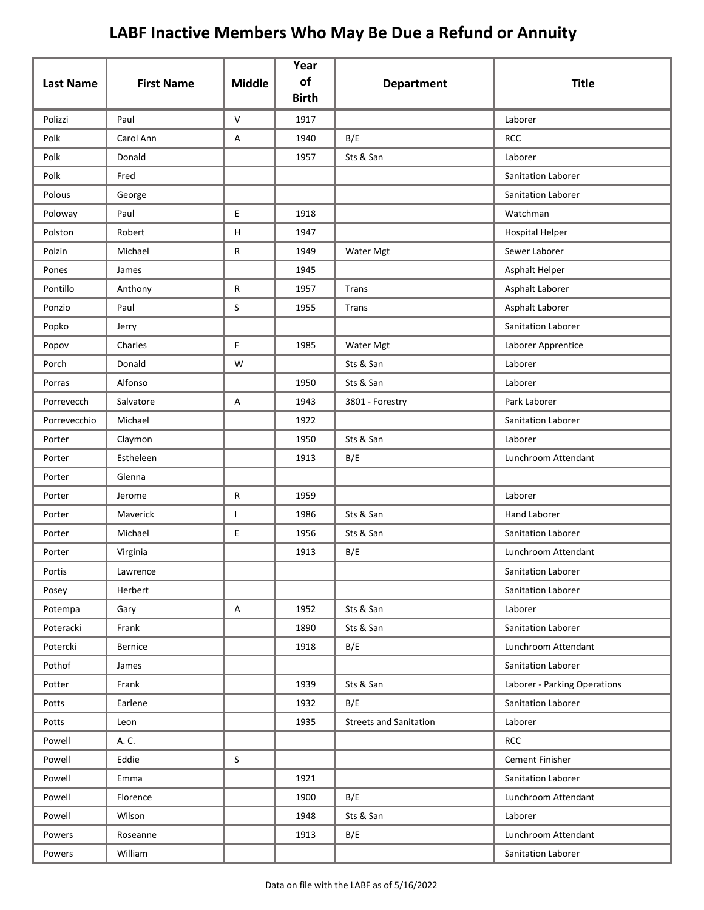# LABF Inactive Members Who May Be Due a Refund or Annuity

| Last Name | First Name | Middle | Year of Birth | Department | Title |
|---|---|---|---|---|---|
| Polizzi | Paul | V | 1917 | | Laborer |
| Polk | Carol Ann | A | 1940 | B/E | RCC |
| Polk | Donald | | 1957 | Sts & San | Laborer |
| Polk | Fred | | | | Sanitation Laborer |
| Polous | George | | | | Sanitation Laborer |
| Poloway | Paul | E | 1918 | | Watchman |
| Polston | Robert | H | 1947 | | Hospital Helper |
| Polzin | Michael | R | 1949 | Water Mgt | Sewer Laborer |
| Pones | James | | 1945 | | Asphalt Helper |
| Pontillo | Anthony | R | 1957 | Trans | Asphalt Laborer |
| Ponzio | Paul | S | 1955 | Trans | Asphalt Laborer |
| Popko | Jerry | | | | Sanitation Laborer |
| Popov | Charles | F | 1985 | Water Mgt | Laborer Apprentice |
| Porch | Donald | W | | Sts & San | Laborer |
| Porras | Alfonso | | 1950 | Sts & San | Laborer |
| Porrevecch | Salvatore | A | 1943 | 3801 - Forestry | Park Laborer |
| Porrevecchio | Michael | | 1922 | | Sanitation Laborer |
| Porter | Claymon | | 1950 | Sts & San | Laborer |
| Porter | Estheleen | | 1913 | B/E | Lunchroom Attendant |
| Porter | Glenna | | | | |
| Porter | Jerome | R | 1959 | | Laborer |
| Porter | Maverick | I | 1986 | Sts & San | Hand Laborer |
| Porter | Michael | E | 1956 | Sts & San | Sanitation Laborer |
| Porter | Virginia | | 1913 | B/E | Lunchroom Attendant |
| Portis | Lawrence | | | | Sanitation Laborer |
| Posey | Herbert | | | | Sanitation Laborer |
| Potempa | Gary | A | 1952 | Sts & San | Laborer |
| Poteracki | Frank | | 1890 | Sts & San | Sanitation Laborer |
| Potercki | Bernice | | 1918 | B/E | Lunchroom Attendant |
| Pothof | James | | | | Sanitation Laborer |
| Potter | Frank | | 1939 | Sts & San | Laborer - Parking Operations |
| Potts | Earlene | | 1932 | B/E | Sanitation Laborer |
| Potts | Leon | | 1935 | Streets and Sanitation | Laborer |
| Powell | A. C. | | | | RCC |
| Powell | Eddie | S | | | Cement Finisher |
| Powell | Emma | | 1921 | | Sanitation Laborer |
| Powell | Florence | | 1900 | B/E | Lunchroom Attendant |
| Powell | Wilson | | 1948 | Sts & San | Laborer |
| Powers | Roseanne | | 1913 | B/E | Lunchroom Attendant |
| Powers | William | | | | Sanitation Laborer |

Data on file with the LABF as of 5/16/2022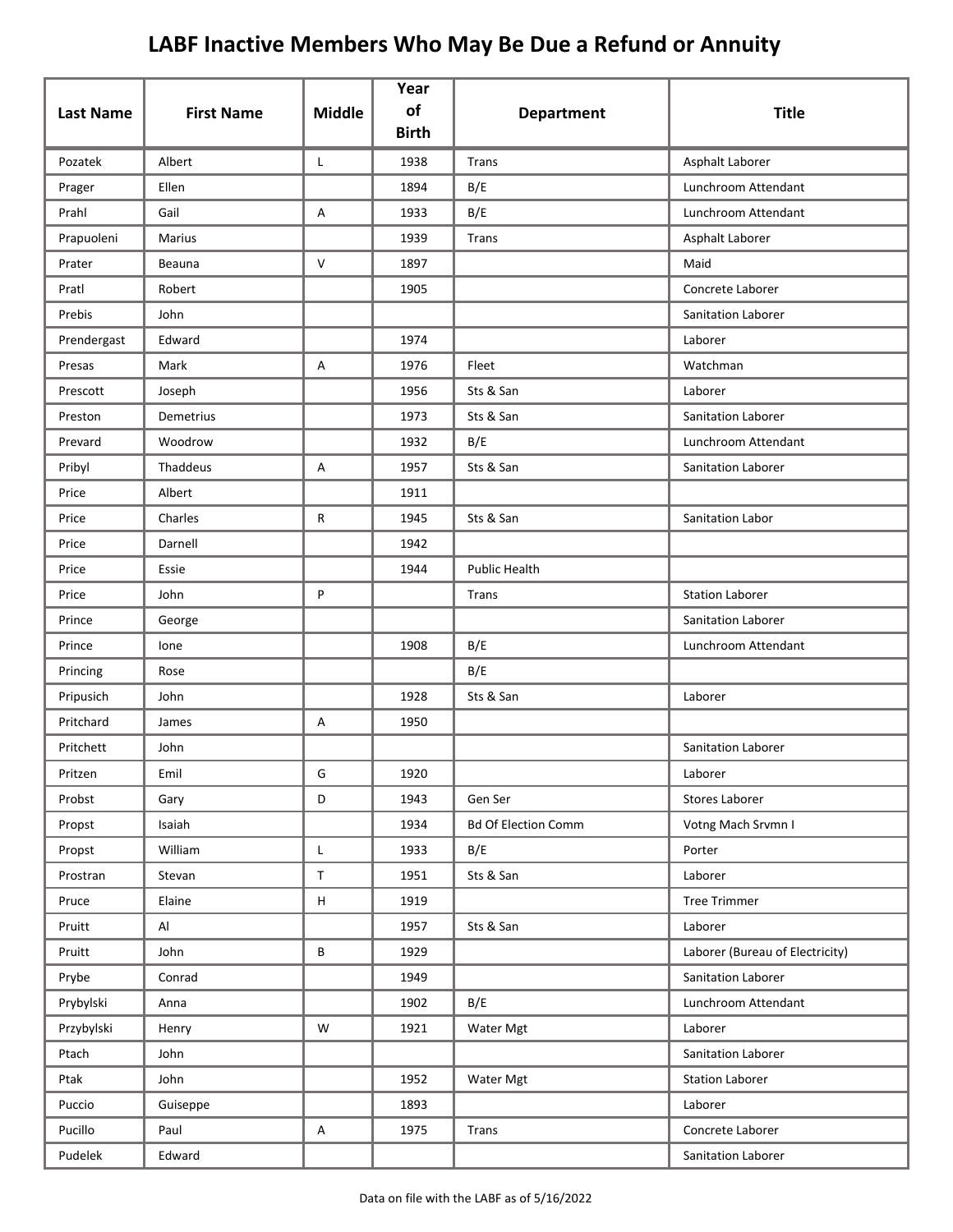# LABF Inactive Members Who May Be Due a Refund or Annuity

| Last Name | First Name | Middle | Year of Birth | Department | Title |
|---|---|---|---|---|---|
| Pozatek | Albert | L | 1938 | Trans | Asphalt Laborer |
| Prager | Ellen | | 1894 | B/E | Lunchroom Attendant |
| Prahl | Gail | A | 1933 | B/E | Lunchroom Attendant |
| Prapuoleni | Marius | | 1939 | Trans | Asphalt Laborer |
| Prater | Beauna | V | 1897 | | Maid |
| Pratl | Robert | | 1905 | | Concrete Laborer |
| Prebis | John | | | | Sanitation Laborer |
| Prendergast | Edward | | 1974 | | Laborer |
| Presas | Mark | A | 1976 | Fleet | Watchman |
| Prescott | Joseph | | 1956 | Sts & San | Laborer |
| Preston | Demetrius | | 1973 | Sts & San | Sanitation Laborer |
| Prevard | Woodrow | | 1932 | B/E | Lunchroom Attendant |
| Pribyl | Thaddeus | A | 1957 | Sts & San | Sanitation Laborer |
| Price | Albert | | 1911 | | |
| Price | Charles | R | 1945 | Sts & San | Sanitation Labor |
| Price | Darnell | | 1942 | | |
| Price | Essie | | 1944 | Public Health | |
| Price | John | P | | Trans | Station Laborer |
| Prince | George | | | | Sanitation Laborer |
| Prince | Ione | | 1908 | B/E | Lunchroom Attendant |
| Princing | Rose | | | B/E | |
| Pripusich | John | | 1928 | Sts & San | Laborer |
| Pritchard | James | A | 1950 | | |
| Pritchett | John | | | | Sanitation Laborer |
| Pritzen | Emil | G | 1920 | | Laborer |
| Probst | Gary | D | 1943 | Gen Ser | Stores Laborer |
| Propst | Isaiah | | 1934 | Bd Of Election Comm | Votng Mach Srvmn I |
| Propst | William | L | 1933 | B/E | Porter |
| Prostran | Stevan | T | 1951 | Sts & San | Laborer |
| Pruce | Elaine | H | 1919 | | Tree Trimmer |
| Pruitt | Al | | 1957 | Sts & San | Laborer |
| Pruitt | John | B | 1929 | | Laborer (Bureau of Electricity) |
| Prybe | Conrad | | 1949 | | Sanitation Laborer |
| Prybylski | Anna | | 1902 | B/E | Lunchroom Attendant |
| Przybylski | Henry | W | 1921 | Water Mgt | Laborer |
| Ptach | John | | | | Sanitation Laborer |
| Ptak | John | | 1952 | Water Mgt | Station Laborer |
| Puccio | Guiseppe | | 1893 | | Laborer |
| Pucillo | Paul | A | 1975 | Trans | Concrete Laborer |
| Pudelek | Edward | | | | Sanitation Laborer |

Data on file with the LABF as of 5/16/2022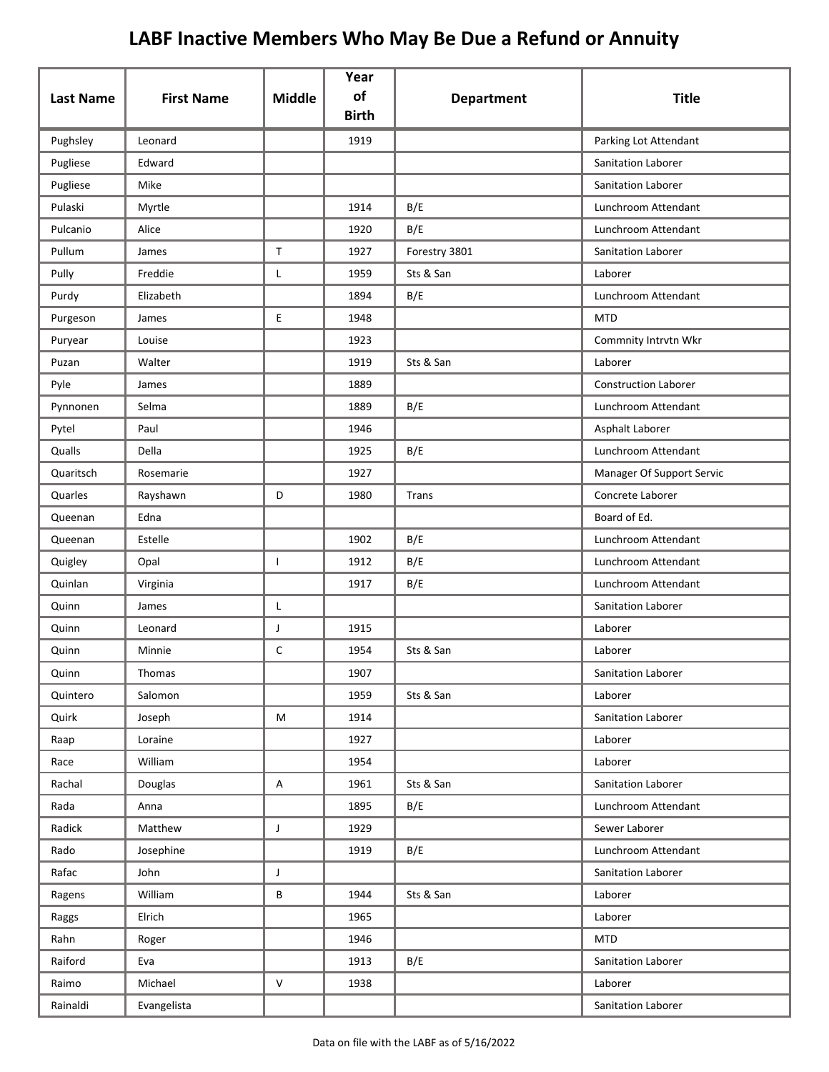# LABF Inactive Members Who May Be Due a Refund or Annuity

| Last Name | First Name | Middle | Year of Birth | Department | Title |
|---|---|---|---|---|---|
| Pughsley | Leonard | | 1919 | | Parking Lot Attendant |
| Pugliese | Edward | | | | Sanitation Laborer |
| Pugliese | Mike | | | | Sanitation Laborer |
| Pulaski | Myrtle | | 1914 | B/E | Lunchroom Attendant |
| Pulcanio | Alice | | 1920 | B/E | Lunchroom Attendant |
| Pullum | James | T | 1927 | Forestry 3801 | Sanitation Laborer |
| Pully | Freddie | L | 1959 | Sts & San | Laborer |
| Purdy | Elizabeth | | 1894 | B/E | Lunchroom Attendant |
| Purgeson | James | E | 1948 | | MTD |
| Puryear | Louise | | 1923 | | Commnity Intrvtn Wkr |
| Puzan | Walter | | 1919 | Sts & San | Laborer |
| Pyle | James | | 1889 | | Construction Laborer |
| Pynnonen | Selma | | 1889 | B/E | Lunchroom Attendant |
| Pytel | Paul | | 1946 | | Asphalt Laborer |
| Qualls | Della | | 1925 | B/E | Lunchroom Attendant |
| Quaritsch | Rosemarie | | 1927 | | Manager Of Support Servic |
| Quarles | Rayshawn | D | 1980 | Trans | Concrete Laborer |
| Queenan | Edna | | | | Board of Ed. |
| Queenan | Estelle | | 1902 | B/E | Lunchroom Attendant |
| Quigley | Opal | I | 1912 | B/E | Lunchroom Attendant |
| Quinlan | Virginia | | 1917 | B/E | Lunchroom Attendant |
| Quinn | James | L | | | Sanitation Laborer |
| Quinn | Leonard | J | 1915 | | Laborer |
| Quinn | Minnie | C | 1954 | Sts & San | Laborer |
| Quinn | Thomas | | 1907 | | Sanitation Laborer |
| Quintero | Salomon | | 1959 | Sts & San | Laborer |
| Quirk | Joseph | M | 1914 | | Sanitation Laborer |
| Raap | Loraine | | 1927 | | Laborer |
| Race | William | | 1954 | | Laborer |
| Rachal | Douglas | A | 1961 | Sts & San | Sanitation Laborer |
| Rada | Anna | | 1895 | B/E | Lunchroom Attendant |
| Radick | Matthew | J | 1929 | | Sewer Laborer |
| Rado | Josephine | | 1919 | B/E | Lunchroom Attendant |
| Rafac | John | J | | | Sanitation Laborer |
| Ragens | William | B | 1944 | Sts & San | Laborer |
| Raggs | Elrich | | 1965 | | Laborer |
| Rahn | Roger | | 1946 | | MTD |
| Raiford | Eva | | 1913 | B/E | Sanitation Laborer |
| Raimo | Michael | V | 1938 | | Laborer |
| Rainaldi | Evangelista | | | | Sanitation Laborer |

Data on file with the LABF as of 5/16/2022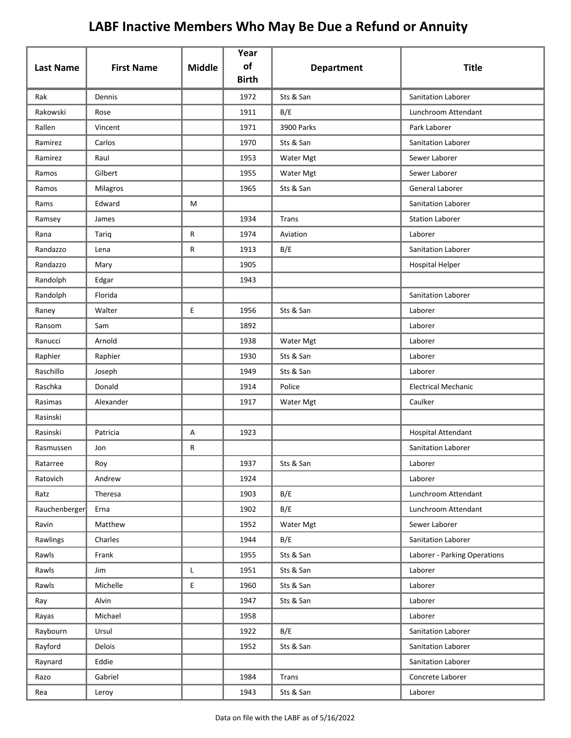# LABF Inactive Members Who May Be Due a Refund or Annuity

| Last Name | First Name | Middle | Year of Birth | Department | Title |
|---|---|---|---|---|---|
| Rak | Dennis | | 1972 | Sts & San | Sanitation Laborer |
| Rakowski | Rose | | 1911 | B/E | Lunchroom Attendant |
| Rallen | Vincent | | 1971 | 3900 Parks | Park Laborer |
| Ramirez | Carlos | | 1970 | Sts & San | Sanitation Laborer |
| Ramirez | Raul | | 1953 | Water Mgt | Sewer Laborer |
| Ramos | Gilbert | | 1955 | Water Mgt | Sewer Laborer |
| Ramos | Milagros | | 1965 | Sts & San | General Laborer |
| Rams | Edward | M | | | Sanitation Laborer |
| Ramsey | James | | 1934 | Trans | Station Laborer |
| Rana | Tariq | R | 1974 | Aviation | Laborer |
| Randazzo | Lena | R | 1913 | B/E | Sanitation Laborer |
| Randazzo | Mary | | 1905 | | Hospital Helper |
| Randolph | Edgar | | 1943 | | |
| Randolph | Florida | | | | Sanitation Laborer |
| Raney | Walter | E | 1956 | Sts & San | Laborer |
| Ransom | Sam | | 1892 | | Laborer |
| Ranucci | Arnold | | 1938 | Water Mgt | Laborer |
| Raphier | Raphier | | 1930 | Sts & San | Laborer |
| Raschillo | Joseph | | 1949 | Sts & San | Laborer |
| Raschka | Donald | | 1914 | Police | Electrical Mechanic |
| Rasimas | Alexander | | 1917 | Water Mgt | Caulker |
| Rasinski | | | | | |
| Rasinski | Patricia | A | 1923 | | Hospital Attendant |
| Rasmussen | Jon | R | | | Sanitation Laborer |
| Ratarree | Roy | | 1937 | Sts & San | Laborer |
| Ratovich | Andrew | | 1924 | | Laborer |
| Ratz | Theresa | | 1903 | B/E | Lunchroom Attendant |
| Rauchenberger | Erna | | 1902 | B/E | Lunchroom Attendant |
| Ravin | Matthew | | 1952 | Water Mgt | Sewer Laborer |
| Rawlings | Charles | | 1944 | B/E | Sanitation Laborer |
| Rawls | Frank | | 1955 | Sts & San | Laborer - Parking Operations |
| Rawls | Jim | L | 1951 | Sts & San | Laborer |
| Rawls | Michelle | E | 1960 | Sts & San | Laborer |
| Ray | Alvin | | 1947 | Sts & San | Laborer |
| Rayas | Michael | | 1958 | | Laborer |
| Raybourn | Ursul | | 1922 | B/E | Sanitation Laborer |
| Rayford | Delois | | 1952 | Sts & San | Sanitation Laborer |
| Raynard | Eddie | | | | Sanitation Laborer |
| Razo | Gabriel | | 1984 | Trans | Concrete Laborer |
| Rea | Leroy | | 1943 | Sts & San | Laborer |

Data on file with the LABF as of 5/16/2022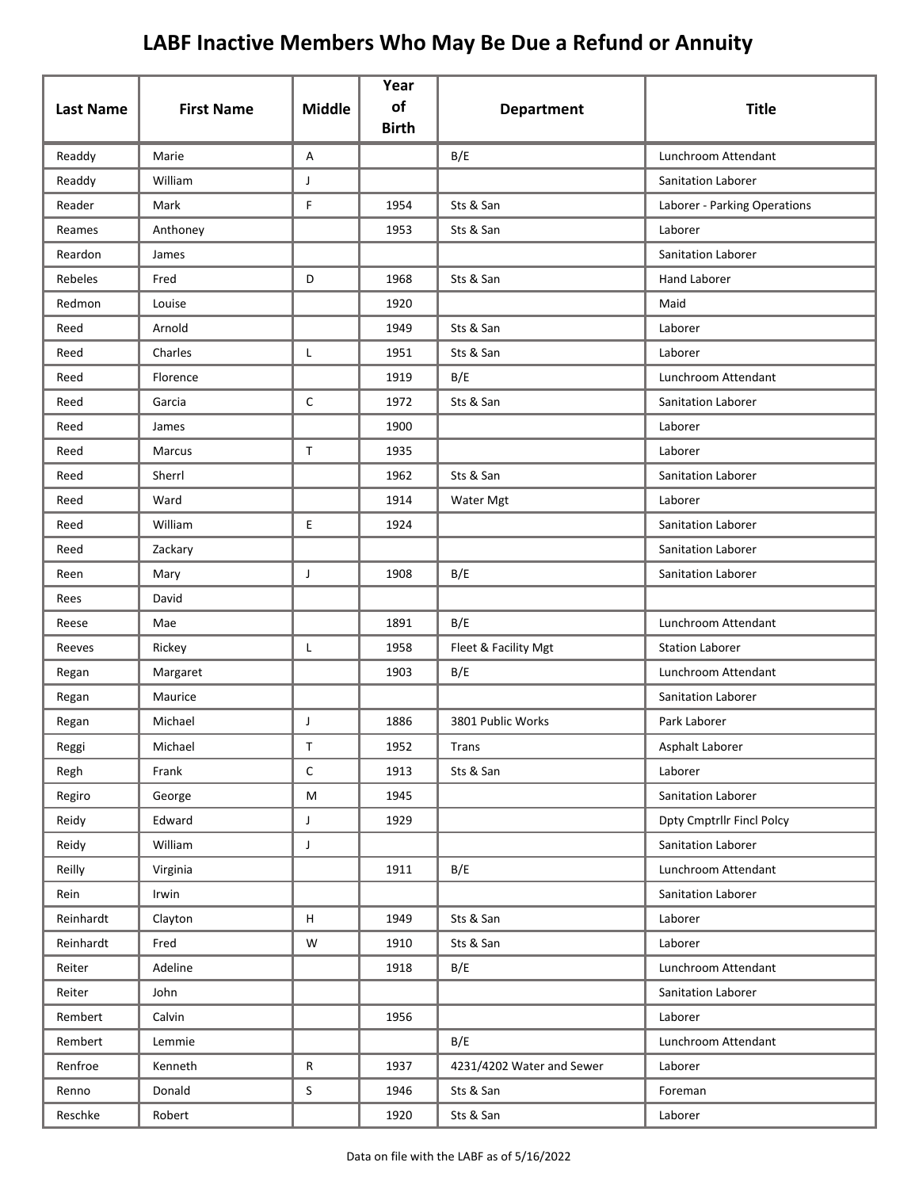# LABF Inactive Members Who May Be Due a Refund or Annuity

| Last Name | First Name | Middle | Year of Birth | Department | Title |
|---|---|---|---|---|---|
| Readdy | Marie | A | | B/E | Lunchroom Attendant |
| Readdy | William | J | | | Sanitation Laborer |
| Reader | Mark | F | 1954 | Sts & San | Laborer - Parking Operations |
| Reames | Anthoney | | 1953 | Sts & San | Laborer |
| Reardon | James | | | | Sanitation Laborer |
| Rebeles | Fred | D | 1968 | Sts & San | Hand Laborer |
| Redmon | Louise | | 1920 | | Maid |
| Reed | Arnold | | 1949 | Sts & San | Laborer |
| Reed | Charles | L | 1951 | Sts & San | Laborer |
| Reed | Florence | | 1919 | B/E | Lunchroom Attendant |
| Reed | Garcia | C | 1972 | Sts & San | Sanitation Laborer |
| Reed | James | | 1900 | | Laborer |
| Reed | Marcus | T | 1935 | | Laborer |
| Reed | Sherrl | | 1962 | Sts & San | Sanitation Laborer |
| Reed | Ward | | 1914 | Water Mgt | Laborer |
| Reed | William | E | 1924 | | Sanitation Laborer |
| Reed | Zackary | | | | Sanitation Laborer |
| Reen | Mary | J | 1908 | B/E | Sanitation Laborer |
| Rees | David | | | | |
| Reese | Mae | | 1891 | B/E | Lunchroom Attendant |
| Reeves | Rickey | L | 1958 | Fleet & Facility Mgt | Station Laborer |
| Regan | Margaret | | 1903 | B/E | Lunchroom Attendant |
| Regan | Maurice | | | | Sanitation Laborer |
| Regan | Michael | J | 1886 | 3801 Public Works | Park Laborer |
| Reggi | Michael | T | 1952 | Trans | Asphalt Laborer |
| Regh | Frank | C | 1913 | Sts & San | Laborer |
| Regiro | George | M | 1945 | | Sanitation Laborer |
| Reidy | Edward | J | 1929 | | Dpty Cmptrllr Fincl Polcy |
| Reidy | William | J | | | Sanitation Laborer |
| Reilly | Virginia | | 1911 | B/E | Lunchroom Attendant |
| Rein | Irwin | | | | Sanitation Laborer |
| Reinhardt | Clayton | H | 1949 | Sts & San | Laborer |
| Reinhardt | Fred | W | 1910 | Sts & San | Laborer |
| Reiter | Adeline | | 1918 | B/E | Lunchroom Attendant |
| Reiter | John | | | | Sanitation Laborer |
| Rembert | Calvin | | 1956 | | Laborer |
| Rembert | Lemmie | | | B/E | Lunchroom Attendant |
| Renfroe | Kenneth | R | 1937 | 4231/4202 Water and Sewer | Laborer |
| Renno | Donald | S | 1946 | Sts & San | Foreman |
| Reschke | Robert | | 1920 | Sts & San | Laborer |

Data on file with the LABF as of 5/16/2022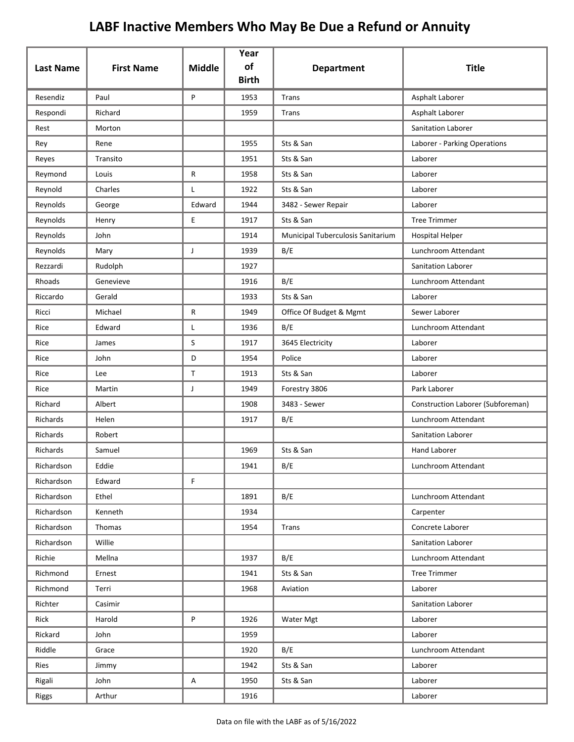# LABF Inactive Members Who May Be Due a Refund or Annuity

| Last Name | First Name | Middle | Year of Birth | Department | Title |
|---|---|---|---|---|---|
| Resendiz | Paul | P | 1953 | Trans | Asphalt Laborer |
| Respondi | Richard | | 1959 | Trans | Asphalt Laborer |
| Rest | Morton | | | | Sanitation Laborer |
| Rey | Rene | | 1955 | Sts & San | Laborer - Parking Operations |
| Reyes | Transito | | 1951 | Sts & San | Laborer |
| Reymond | Louis | R | 1958 | Sts & San | Laborer |
| Reynold | Charles | L | 1922 | Sts & San | Laborer |
| Reynolds | George | Edward | 1944 | 3482 - Sewer Repair | Laborer |
| Reynolds | Henry | E | 1917 | Sts & San | Tree Trimmer |
| Reynolds | John | | 1914 | Municipal Tuberculosis Sanitarium | Hospital Helper |
| Reynolds | Mary | J | 1939 | B/E | Lunchroom Attendant |
| Rezzardi | Rudolph | | 1927 | | Sanitation Laborer |
| Rhoads | Genevieve | | 1916 | B/E | Lunchroom Attendant |
| Riccardo | Gerald | | 1933 | Sts & San | Laborer |
| Ricci | Michael | R | 1949 | Office Of Budget & Mgmt | Sewer Laborer |
| Rice | Edward | L | 1936 | B/E | Lunchroom Attendant |
| Rice | James | S | 1917 | 3645 Electricity | Laborer |
| Rice | John | D | 1954 | Police | Laborer |
| Rice | Lee | T | 1913 | Sts & San | Laborer |
| Rice | Martin | J | 1949 | Forestry 3806 | Park Laborer |
| Richard | Albert | | 1908 | 3483 - Sewer | Construction Laborer (Subforeman) |
| Richards | Helen | | 1917 | B/E | Lunchroom Attendant |
| Richards | Robert | | | | Sanitation Laborer |
| Richards | Samuel | | 1969 | Sts & San | Hand Laborer |
| Richardson | Eddie | | 1941 | B/E | Lunchroom Attendant |
| Richardson | Edward | F | | | |
| Richardson | Ethel | | 1891 | B/E | Lunchroom Attendant |
| Richardson | Kenneth | | 1934 | | Carpenter |
| Richardson | Thomas | | 1954 | Trans | Concrete Laborer |
| Richardson | Willie | | | | Sanitation Laborer |
| Richie | Mellna | | 1937 | B/E | Lunchroom Attendant |
| Richmond | Ernest | | 1941 | Sts & San | Tree Trimmer |
| Richmond | Terri | | 1968 | Aviation | Laborer |
| Richter | Casimir | | | | Sanitation Laborer |
| Rick | Harold | P | 1926 | Water Mgt | Laborer |
| Rickard | John | | 1959 | | Laborer |
| Riddle | Grace | | 1920 | B/E | Lunchroom Attendant |
| Ries | Jimmy | | 1942 | Sts & San | Laborer |
| Rigali | John | A | 1950 | Sts & San | Laborer |
| Riggs | Arthur | | 1916 | | Laborer |

Data on file with the LABF as of 5/16/2022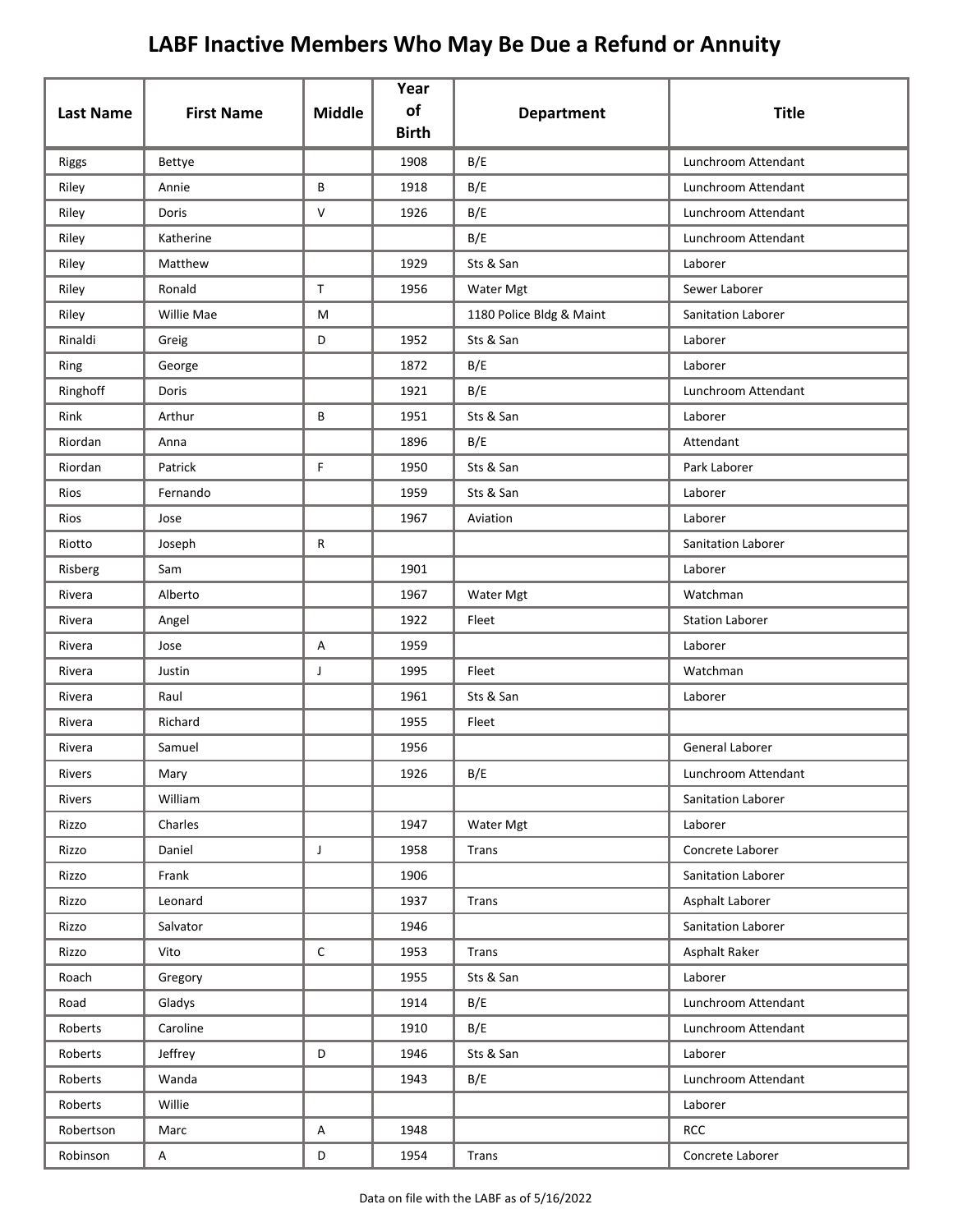# LABF Inactive Members Who May Be Due a Refund or Annuity

| Last Name | First Name | Middle | Year of Birth | Department | Title |
|---|---|---|---|---|---|
| Riggs | Bettye | | 1908 | B/E | Lunchroom Attendant |
| Riley | Annie | B | 1918 | B/E | Lunchroom Attendant |
| Riley | Doris | V | 1926 | B/E | Lunchroom Attendant |
| Riley | Katherine | | | B/E | Lunchroom Attendant |
| Riley | Matthew | | 1929 | Sts & San | Laborer |
| Riley | Ronald | T | 1956 | Water Mgt | Sewer Laborer |
| Riley | Willie Mae | M | | 1180 Police Bldg & Maint | Sanitation Laborer |
| Rinaldi | Greig | D | 1952 | Sts & San | Laborer |
| Ring | George | | 1872 | B/E | Laborer |
| Ringhoff | Doris | | 1921 | B/E | Lunchroom Attendant |
| Rink | Arthur | B | 1951 | Sts & San | Laborer |
| Riordan | Anna | | 1896 | B/E | Attendant |
| Riordan | Patrick | F | 1950 | Sts & San | Park Laborer |
| Rios | Fernando | | 1959 | Sts & San | Laborer |
| Rios | Jose | | 1967 | Aviation | Laborer |
| Riotto | Joseph | R | | | Sanitation Laborer |
| Risberg | Sam | | 1901 | | Laborer |
| Rivera | Alberto | | 1967 | Water Mgt | Watchman |
| Rivera | Angel | | 1922 | Fleet | Station Laborer |
| Rivera | Jose | A | 1959 | | Laborer |
| Rivera | Justin | J | 1995 | Fleet | Watchman |
| Rivera | Raul | | 1961 | Sts & San | Laborer |
| Rivera | Richard | | 1955 | Fleet | |
| Rivera | Samuel | | 1956 | | General Laborer |
| Rivers | Mary | | 1926 | B/E | Lunchroom Attendant |
| Rivers | William | | | | Sanitation Laborer |
| Rizzo | Charles | | 1947 | Water Mgt | Laborer |
| Rizzo | Daniel | J | 1958 | Trans | Concrete Laborer |
| Rizzo | Frank | | 1906 | | Sanitation Laborer |
| Rizzo | Leonard | | 1937 | Trans | Asphalt Laborer |
| Rizzo | Salvator | | 1946 | | Sanitation Laborer |
| Rizzo | Vito | C | 1953 | Trans | Asphalt Raker |
| Roach | Gregory | | 1955 | Sts & San | Laborer |
| Road | Gladys | | 1914 | B/E | Lunchroom Attendant |
| Roberts | Caroline | | 1910 | B/E | Lunchroom Attendant |
| Roberts | Jeffrey | D | 1946 | Sts & San | Laborer |
| Roberts | Wanda | | 1943 | B/E | Lunchroom Attendant |
| Roberts | Willie | | | | Laborer |
| Robertson | Marc | A | 1948 | | RCC |
| Robinson | A | D | 1954 | Trans | Concrete Laborer |

Data on file with the LABF as of 5/16/2022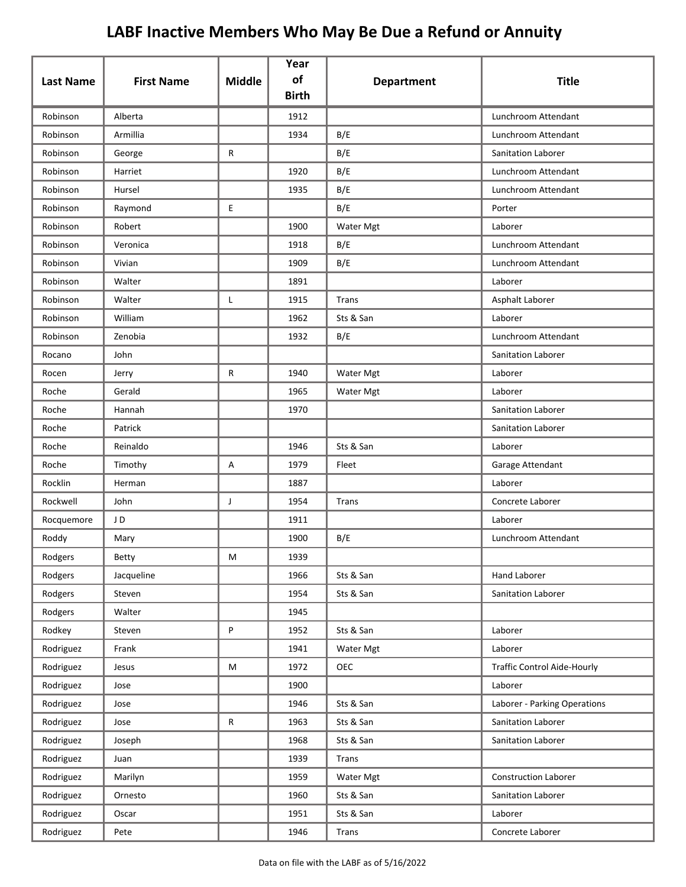# LABF Inactive Members Who May Be Due a Refund or Annuity

| Last Name | First Name | Middle | Year of Birth | Department | Title |
|---|---|---|---|---|---|
| Robinson | Alberta | | 1912 | | Lunchroom Attendant |
| Robinson | Armillia | | 1934 | B/E | Lunchroom Attendant |
| Robinson | George | R | | B/E | Sanitation Laborer |
| Robinson | Harriet | | 1920 | B/E | Lunchroom Attendant |
| Robinson | Hursel | | 1935 | B/E | Lunchroom Attendant |
| Robinson | Raymond | E | | B/E | Porter |
| Robinson | Robert | | 1900 | Water Mgt | Laborer |
| Robinson | Veronica | | 1918 | B/E | Lunchroom Attendant |
| Robinson | Vivian | | 1909 | B/E | Lunchroom Attendant |
| Robinson | Walter | | 1891 | | Laborer |
| Robinson | Walter | L | 1915 | Trans | Asphalt Laborer |
| Robinson | William | | 1962 | Sts & San | Laborer |
| Robinson | Zenobia | | 1932 | B/E | Lunchroom Attendant |
| Rocano | John | | | | Sanitation Laborer |
| Rocen | Jerry | R | 1940 | Water Mgt | Laborer |
| Roche | Gerald | | 1965 | Water Mgt | Laborer |
| Roche | Hannah | | 1970 | | Sanitation Laborer |
| Roche | Patrick | | | | Sanitation Laborer |
| Roche | Reinaldo | | 1946 | Sts & San | Laborer |
| Roche | Timothy | A | 1979 | Fleet | Garage Attendant |
| Rocklin | Herman | | 1887 | | Laborer |
| Rockwell | John | J | 1954 | Trans | Concrete Laborer |
| Rocquemore | J D | | 1911 | | Laborer |
| Roddy | Mary | | 1900 | B/E | Lunchroom Attendant |
| Rodgers | Betty | M | 1939 | | |
| Rodgers | Jacqueline | | 1966 | Sts & San | Hand Laborer |
| Rodgers | Steven | | 1954 | Sts & San | Sanitation Laborer |
| Rodgers | Walter | | 1945 | | |
| Rodkey | Steven | P | 1952 | Sts & San | Laborer |
| Rodriguez | Frank | | 1941 | Water Mgt | Laborer |
| Rodriguez | Jesus | M | 1972 | OEC | Traffic Control Aide-Hourly |
| Rodriguez | Jose | | 1900 | | Laborer |
| Rodriguez | Jose | | 1946 | Sts & San | Laborer - Parking Operations |
| Rodriguez | Jose | R | 1963 | Sts & San | Sanitation Laborer |
| Rodriguez | Joseph | | 1968 | Sts & San | Sanitation Laborer |
| Rodriguez | Juan | | 1939 | Trans | |
| Rodriguez | Marilyn | | 1959 | Water Mgt | Construction Laborer |
| Rodriguez | Ornesto | | 1960 | Sts & San | Sanitation Laborer |
| Rodriguez | Oscar | | 1951 | Sts & San | Laborer |
| Rodriguez | Pete | | 1946 | Trans | Concrete Laborer |

Data on file with the LABF as of 5/16/2022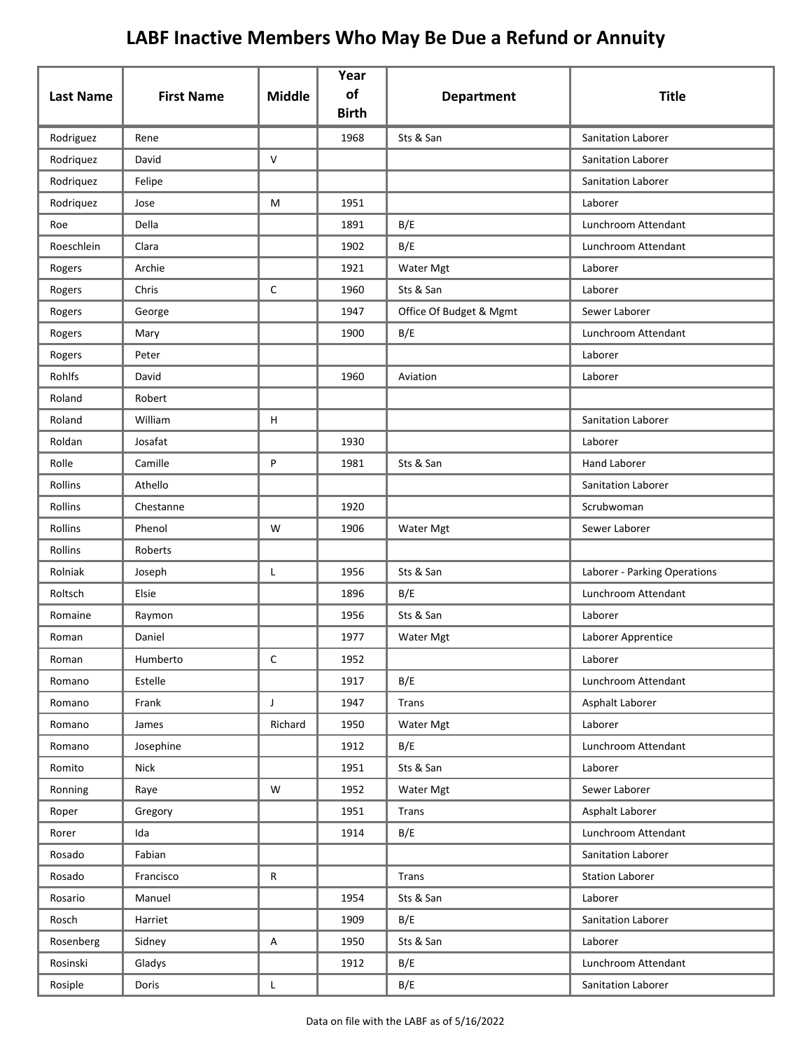# LABF Inactive Members Who May Be Due a Refund or Annuity

| Last Name | First Name | Middle | Year of Birth | Department | Title |
|---|---|---|---|---|---|
| Rodriguez | Rene | | 1968 | Sts & San | Sanitation Laborer |
| Rodriquez | David | V | | | Sanitation Laborer |
| Rodriquez | Felipe | | | | Sanitation Laborer |
| Rodriquez | Jose | M | 1951 | | Laborer |
| Roe | Della | | 1891 | B/E | Lunchroom Attendant |
| Roeschlein | Clara | | 1902 | B/E | Lunchroom Attendant |
| Rogers | Archie | | 1921 | Water Mgt | Laborer |
| Rogers | Chris | C | 1960 | Sts & San | Laborer |
| Rogers | George | | 1947 | Office Of Budget & Mgmt | Sewer Laborer |
| Rogers | Mary | | 1900 | B/E | Lunchroom Attendant |
| Rogers | Peter | | | | Laborer |
| Rohlfs | David | | 1960 | Aviation | Laborer |
| Roland | Robert | | | | |
| Roland | William | H | | | Sanitation Laborer |
| Roldan | Josafat | | 1930 | | Laborer |
| Rolle | Camille | P | 1981 | Sts & San | Hand Laborer |
| Rollins | Athello | | | | Sanitation Laborer |
| Rollins | Chestanne | | 1920 | | Scrubwoman |
| Rollins | Phenol | W | 1906 | Water Mgt | Sewer Laborer |
| Rollins | Roberts | | | | |
| Rolniak | Joseph | L | 1956 | Sts & San | Laborer - Parking Operations |
| Roltsch | Elsie | | 1896 | B/E | Lunchroom Attendant |
| Romaine | Raymon | | 1956 | Sts & San | Laborer |
| Roman | Daniel | | 1977 | Water Mgt | Laborer Apprentice |
| Roman | Humberto | C | 1952 | | Laborer |
| Romano | Estelle | | 1917 | B/E | Lunchroom Attendant |
| Romano | Frank | J | 1947 | Trans | Asphalt Laborer |
| Romano | James | Richard | 1950 | Water Mgt | Laborer |
| Romano | Josephine | | 1912 | B/E | Lunchroom Attendant |
| Romito | Nick | | 1951 | Sts & San | Laborer |
| Ronning | Raye | W | 1952 | Water Mgt | Sewer Laborer |
| Roper | Gregory | | 1951 | Trans | Asphalt Laborer |
| Rorer | Ida | | 1914 | B/E | Lunchroom Attendant |
| Rosado | Fabian | | | | Sanitation Laborer |
| Rosado | Francisco | R | | Trans | Station Laborer |
| Rosario | Manuel | | 1954 | Sts & San | Laborer |
| Rosch | Harriet | | 1909 | B/E | Sanitation Laborer |
| Rosenberg | Sidney | A | 1950 | Sts & San | Laborer |
| Rosinski | Gladys | | 1912 | B/E | Lunchroom Attendant |
| Rosiple | Doris | L | | B/E | Sanitation Laborer |

Data on file with the LABF as of 5/16/2022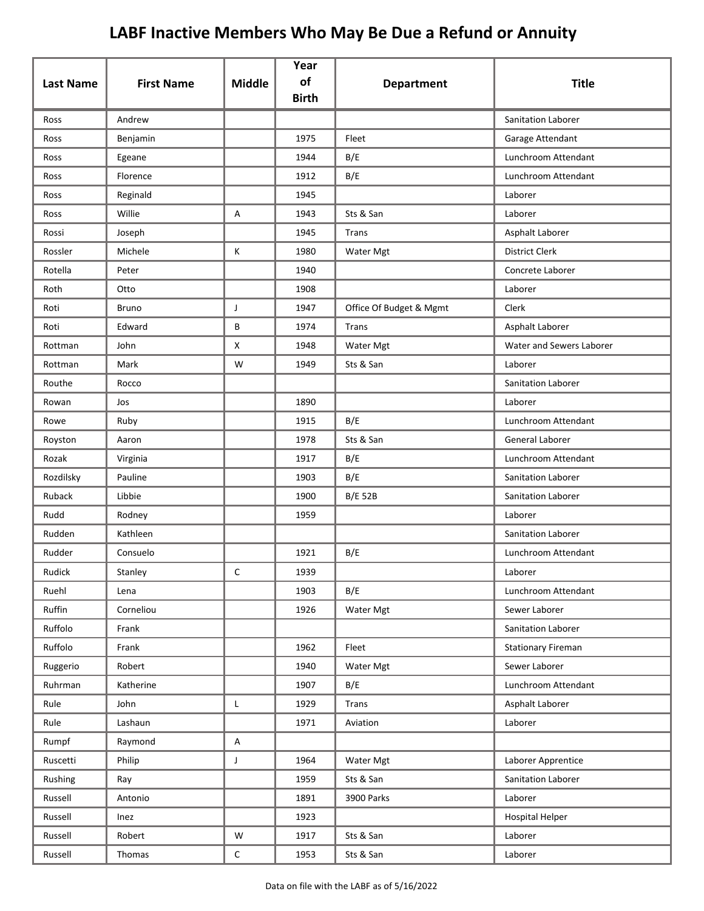# LABF Inactive Members Who May Be Due a Refund or Annuity

| Last Name | First Name | Middle | Year of Birth | Department | Title |
|---|---|---|---|---|---|
| Ross | Andrew | | | | Sanitation Laborer |
| Ross | Benjamin | | 1975 | Fleet | Garage Attendant |
| Ross | Egeane | | 1944 | B/E | Lunchroom Attendant |
| Ross | Florence | | 1912 | B/E | Lunchroom Attendant |
| Ross | Reginald | | 1945 | | Laborer |
| Ross | Willie | A | 1943 | Sts & San | Laborer |
| Rossi | Joseph | | 1945 | Trans | Asphalt Laborer |
| Rossler | Michele | K | 1980 | Water Mgt | District Clerk |
| Rotella | Peter | | 1940 | | Concrete Laborer |
| Roth | Otto | | 1908 | | Laborer |
| Roti | Bruno | J | 1947 | Office Of Budget & Mgmt | Clerk |
| Roti | Edward | B | 1974 | Trans | Asphalt Laborer |
| Rottman | John | X | 1948 | Water Mgt | Water and Sewers Laborer |
| Rottman | Mark | W | 1949 | Sts & San | Laborer |
| Routhe | Rocco | | | | Sanitation Laborer |
| Rowan | Jos | | 1890 | | Laborer |
| Rowe | Ruby | | 1915 | B/E | Lunchroom Attendant |
| Royston | Aaron | | 1978 | Sts & San | General Laborer |
| Rozak | Virginia | | 1917 | B/E | Lunchroom Attendant |
| Rozdilsky | Pauline | | 1903 | B/E | Sanitation Laborer |
| Ruback | Libbie | | 1900 | B/E 52B | Sanitation Laborer |
| Rudd | Rodney | | 1959 | | Laborer |
| Rudden | Kathleen | | | | Sanitation Laborer |
| Rudder | Consuelo | | 1921 | B/E | Lunchroom Attendant |
| Rudick | Stanley | C | 1939 | | Laborer |
| Ruehl | Lena | | 1903 | B/E | Lunchroom Attendant |
| Ruffin | Corneliou | | 1926 | Water Mgt | Sewer Laborer |
| Ruffolo | Frank | | | | Sanitation Laborer |
| Ruffolo | Frank | | 1962 | Fleet | Stationary Fireman |
| Ruggerio | Robert | | 1940 | Water Mgt | Sewer Laborer |
| Ruhrman | Katherine | | 1907 | B/E | Lunchroom Attendant |
| Rule | John | L | 1929 | Trans | Asphalt Laborer |
| Rule | Lashaun | | 1971 | Aviation | Laborer |
| Rumpf | Raymond | A | | | |
| Ruscetti | Philip | J | 1964 | Water Mgt | Laborer Apprentice |
| Rushing | Ray | | 1959 | Sts & San | Sanitation Laborer |
| Russell | Antonio | | 1891 | 3900 Parks | Laborer |
| Russell | Inez | | 1923 | | Hospital Helper |
| Russell | Robert | W | 1917 | Sts & San | Laborer |
| Russell | Thomas | C | 1953 | Sts & San | Laborer |

Data on file with the LABF as of 5/16/2022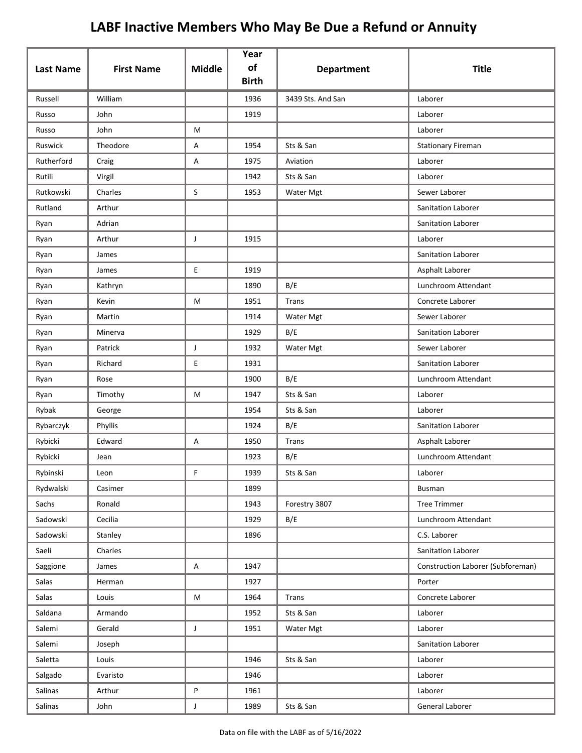# LABF Inactive Members Who May Be Due a Refund or Annuity

| Last Name | First Name | Middle | Year of Birth | Department | Title |
|---|---|---|---|---|---|
| Russell | William | | 1936 | 3439 Sts. And San | Laborer |
| Russo | John | | 1919 | | Laborer |
| Russo | John | M | | | Laborer |
| Ruswick | Theodore | A | 1954 | Sts & San | Stationary Fireman |
| Rutherford | Craig | A | 1975 | Aviation | Laborer |
| Rutili | Virgil | | 1942 | Sts & San | Laborer |
| Rutkowski | Charles | S | 1953 | Water Mgt | Sewer Laborer |
| Rutland | Arthur | | | | Sanitation Laborer |
| Ryan | Adrian | | | | Sanitation Laborer |
| Ryan | Arthur | J | 1915 | | Laborer |
| Ryan | James | | | | Sanitation Laborer |
| Ryan | James | E | 1919 | | Asphalt Laborer |
| Ryan | Kathryn | | 1890 | B/E | Lunchroom Attendant |
| Ryan | Kevin | M | 1951 | Trans | Concrete Laborer |
| Ryan | Martin | | 1914 | Water Mgt | Sewer Laborer |
| Ryan | Minerva | | 1929 | B/E | Sanitation Laborer |
| Ryan | Patrick | J | 1932 | Water Mgt | Sewer Laborer |
| Ryan | Richard | E | 1931 | | Sanitation Laborer |
| Ryan | Rose | | 1900 | B/E | Lunchroom Attendant |
| Ryan | Timothy | M | 1947 | Sts & San | Laborer |
| Rybak | George | | 1954 | Sts & San | Laborer |
| Rybarczyk | Phyllis | | 1924 | B/E | Sanitation Laborer |
| Rybicki | Edward | A | 1950 | Trans | Asphalt Laborer |
| Rybicki | Jean | | 1923 | B/E | Lunchroom Attendant |
| Rybinski | Leon | F | 1939 | Sts & San | Laborer |
| Rydwalski | Casimer | | 1899 | | Busman |
| Sachs | Ronald | | 1943 | Forestry 3807 | Tree Trimmer |
| Sadowski | Cecilia | | 1929 | B/E | Lunchroom Attendant |
| Sadowski | Stanley | | 1896 | | C.S. Laborer |
| Saeli | Charles | | | | Sanitation Laborer |
| Saggione | James | A | 1947 | | Construction Laborer (Subforeman) |
| Salas | Herman | | 1927 | | Porter |
| Salas | Louis | M | 1964 | Trans | Concrete Laborer |
| Saldana | Armando | | 1952 | Sts & San | Laborer |
| Salemi | Gerald | J | 1951 | Water Mgt | Laborer |
| Salemi | Joseph | | | | Sanitation Laborer |
| Saletta | Louis | | 1946 | Sts & San | Laborer |
| Salgado | Evaristo | | 1946 | | Laborer |
| Salinas | Arthur | P | 1961 | | Laborer |
| Salinas | John | J | 1989 | Sts & San | General Laborer |

Data on file with the LABF as of 5/16/2022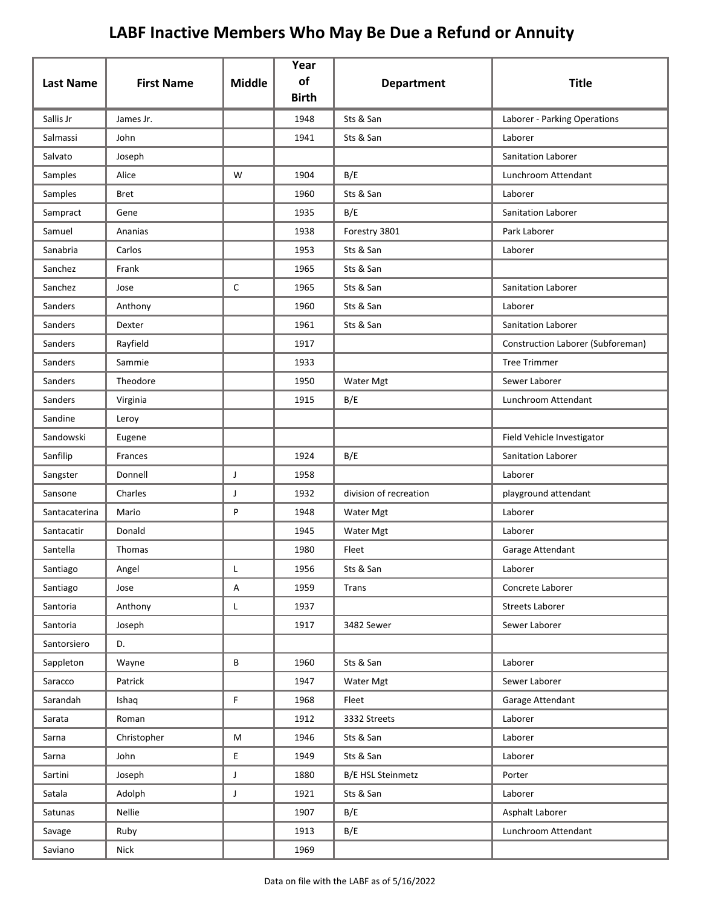# LABF Inactive Members Who May Be Due a Refund or Annuity

| Last Name | First Name | Middle | Year of Birth | Department | Title |
|---|---|---|---|---|---|
| Sallis Jr | James Jr. | | 1948 | Sts & San | Laborer - Parking Operations |
| Salmassi | John | | 1941 | Sts & San | Laborer |
| Salvato | Joseph | | | | Sanitation Laborer |
| Samples | Alice | W | 1904 | B/E | Lunchroom Attendant |
| Samples | Bret | | 1960 | Sts & San | Laborer |
| Sampract | Gene | | 1935 | B/E | Sanitation Laborer |
| Samuel | Ananias | | 1938 | Forestry 3801 | Park Laborer |
| Sanabria | Carlos | | 1953 | Sts & San | Laborer |
| Sanchez | Frank | | 1965 | Sts & San | |
| Sanchez | Jose | C | 1965 | Sts & San | Sanitation Laborer |
| Sanders | Anthony | | 1960 | Sts & San | Laborer |
| Sanders | Dexter | | 1961 | Sts & San | Sanitation Laborer |
| Sanders | Rayfield | | 1917 | | Construction Laborer (Subforeman) |
| Sanders | Sammie | | 1933 | | Tree Trimmer |
| Sanders | Theodore | | 1950 | Water Mgt | Sewer Laborer |
| Sanders | Virginia | | 1915 | B/E | Lunchroom Attendant |
| Sandine | Leroy | | | | |
| Sandowski | Eugene | | | | Field Vehicle Investigator |
| Sanfilip | Frances | | 1924 | B/E | Sanitation Laborer |
| Sangster | Donnell | J | 1958 | | Laborer |
| Sansone | Charles | J | 1932 | division of recreation | playground attendant |
| Santacaterina | Mario | P | 1948 | Water Mgt | Laborer |
| Santacatir | Donald | | 1945 | Water Mgt | Laborer |
| Santella | Thomas | | 1980 | Fleet | Garage Attendant |
| Santiago | Angel | L | 1956 | Sts & San | Laborer |
| Santiago | Jose | A | 1959 | Trans | Concrete Laborer |
| Santoria | Anthony | L | 1937 | | Streets Laborer |
| Santoria | Joseph | | 1917 | 3482 Sewer | Sewer Laborer |
| Santorsiero | D. | | | | |
| Sappleton | Wayne | B | 1960 | Sts & San | Laborer |
| Saracco | Patrick | | 1947 | Water Mgt | Sewer Laborer |
| Sarandah | Ishaq | F | 1968 | Fleet | Garage Attendant |
| Sarata | Roman | | 1912 | 3332 Streets | Laborer |
| Sarna | Christopher | M | 1946 | Sts & San | Laborer |
| Sarna | John | E | 1949 | Sts & San | Laborer |
| Sartini | Joseph | J | 1880 | B/E HSL Steinmetz | Porter |
| Satala | Adolph | J | 1921 | Sts & San | Laborer |
| Satunas | Nellie | | 1907 | B/E | Asphalt Laborer |
| Savage | Ruby | | 1913 | B/E | Lunchroom Attendant |
| Saviano | Nick | | 1969 | | |

Data on file with the LABF as of 5/16/2022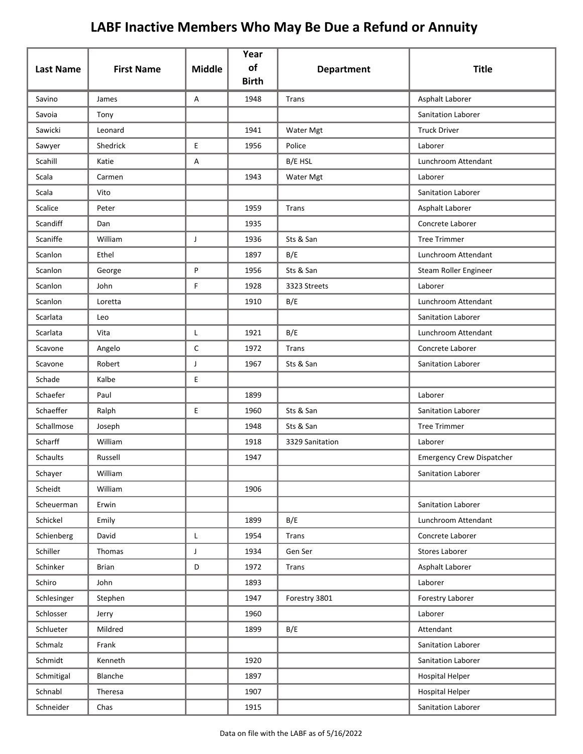# LABF Inactive Members Who May Be Due a Refund or Annuity

| Last Name | First Name | Middle | Year of Birth | Department | Title |
|---|---|---|---|---|---|
| Savino | James | A | 1948 | Trans | Asphalt Laborer |
| Savoia | Tony | | | | Sanitation Laborer |
| Sawicki | Leonard | | 1941 | Water Mgt | Truck Driver |
| Sawyer | Shedrick | E | 1956 | Police | Laborer |
| Scahill | Katie | A | | B/E HSL | Lunchroom Attendant |
| Scala | Carmen | | 1943 | Water Mgt | Laborer |
| Scala | Vito | | | | Sanitation Laborer |
| Scalice | Peter | | 1959 | Trans | Asphalt Laborer |
| Scandiff | Dan | | 1935 | | Concrete Laborer |
| Scaniffe | William | J | 1936 | Sts & San | Tree Trimmer |
| Scanlon | Ethel | | 1897 | B/E | Lunchroom Attendant |
| Scanlon | George | P | 1956 | Sts & San | Steam Roller Engineer |
| Scanlon | John | F | 1928 | 3323 Streets | Laborer |
| Scanlon | Loretta | | 1910 | B/E | Lunchroom Attendant |
| Scarlata | Leo | | | | Sanitation Laborer |
| Scarlata | Vita | L | 1921 | B/E | Lunchroom Attendant |
| Scavone | Angelo | C | 1972 | Trans | Concrete Laborer |
| Scavone | Robert | J | 1967 | Sts & San | Sanitation Laborer |
| Schade | Kalbe | E | | | |
| Schaefer | Paul | | 1899 | | Laborer |
| Schaeffer | Ralph | E | 1960 | Sts & San | Sanitation Laborer |
| Schallmose | Joseph | | 1948 | Sts & San | Tree Trimmer |
| Scharff | William | | 1918 | 3329 Sanitation | Laborer |
| Schaults | Russell | | 1947 | | Emergency Crew Dispatcher |
| Schayer | William | | | | Sanitation Laborer |
| Scheidt | William | | 1906 | | |
| Scheuerman | Erwin | | | | Sanitation Laborer |
| Schickel | Emily | | 1899 | B/E | Lunchroom Attendant |
| Schienberg | David | L | 1954 | Trans | Concrete Laborer |
| Schiller | Thomas | J | 1934 | Gen Ser | Stores Laborer |
| Schinker | Brian | D | 1972 | Trans | Asphalt Laborer |
| Schiro | John | | 1893 | | Laborer |
| Schlesinger | Stephen | | 1947 | Forestry 3801 | Forestry Laborer |
| Schlosser | Jerry | | 1960 | | Laborer |
| Schlueter | Mildred | | 1899 | B/E | Attendant |
| Schmalz | Frank | | | | Sanitation Laborer |
| Schmidt | Kenneth | | 1920 | | Sanitation Laborer |
| Schmitigal | Blanche | | 1897 | | Hospital Helper |
| Schnabl | Theresa | | 1907 | | Hospital Helper |
| Schneider | Chas | | 1915 | | Sanitation Laborer |

Data on file with the LABF as of 5/16/2022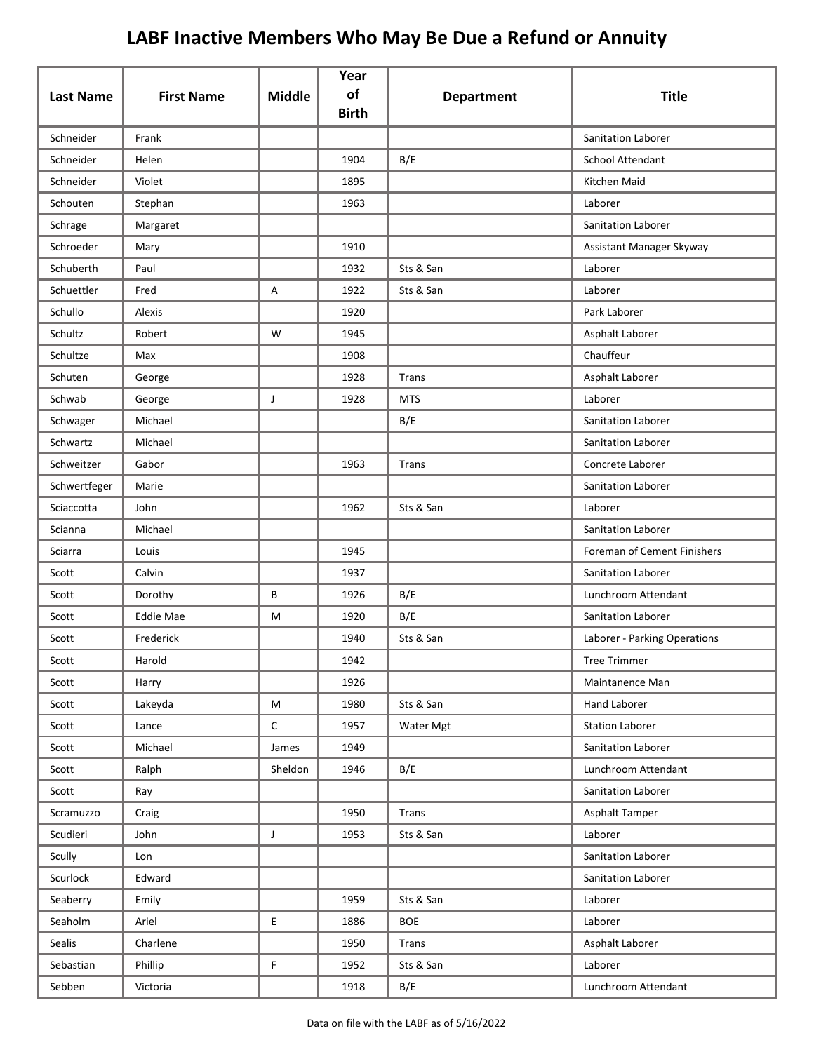# LABF Inactive Members Who May Be Due a Refund or Annuity

| Last Name | First Name | Middle | Year of Birth | Department | Title |
|---|---|---|---|---|---|
| Schneider | Frank | | | | Sanitation Laborer |
| Schneider | Helen | | 1904 | B/E | School Attendant |
| Schneider | Violet | | 1895 | | Kitchen Maid |
| Schouten | Stephan | | 1963 | | Laborer |
| Schrage | Margaret | | | | Sanitation Laborer |
| Schroeder | Mary | | 1910 | | Assistant Manager Skyway |
| Schuberth | Paul | | 1932 | Sts & San | Laborer |
| Schuettler | Fred | A | 1922 | Sts & San | Laborer |
| Schullo | Alexis | | 1920 | | Park Laborer |
| Schultz | Robert | W | 1945 | | Asphalt Laborer |
| Schultze | Max | | 1908 | | Chauffeur |
| Schuten | George | | 1928 | Trans | Asphalt Laborer |
| Schwab | George | J | 1928 | MTS | Laborer |
| Schwager | Michael | | | B/E | Sanitation Laborer |
| Schwartz | Michael | | | | Sanitation Laborer |
| Schweitzer | Gabor | | 1963 | Trans | Concrete Laborer |
| Schwertfeger | Marie | | | | Sanitation Laborer |
| Sciaccotta | John | | 1962 | Sts & San | Laborer |
| Scianna | Michael | | | | Sanitation Laborer |
| Sciarra | Louis | | 1945 | | Foreman of Cement Finishers |
| Scott | Calvin | | 1937 | | Sanitation Laborer |
| Scott | Dorothy | B | 1926 | B/E | Lunchroom Attendant |
| Scott | Eddie Mae | M | 1920 | B/E | Sanitation Laborer |
| Scott | Frederick | | 1940 | Sts & San | Laborer - Parking Operations |
| Scott | Harold | | 1942 | | Tree Trimmer |
| Scott | Harry | | 1926 | | Maintanence Man |
| Scott | Lakeyda | M | 1980 | Sts & San | Hand Laborer |
| Scott | Lance | C | 1957 | Water Mgt | Station Laborer |
| Scott | Michael | James | 1949 | | Sanitation Laborer |
| Scott | Ralph | Sheldon | 1946 | B/E | Lunchroom Attendant |
| Scott | Ray | | | | Sanitation Laborer |
| Scramuzzo | Craig | | 1950 | Trans | Asphalt Tamper |
| Scudieri | John | J | 1953 | Sts & San | Laborer |
| Scully | Lon | | | | Sanitation Laborer |
| Scurlock | Edward | | | | Sanitation Laborer |
| Seaberry | Emily | | 1959 | Sts & San | Laborer |
| Seaholm | Ariel | E | 1886 | BOE | Laborer |
| Sealis | Charlene | | 1950 | Trans | Asphalt Laborer |
| Sebastian | Phillip | F | 1952 | Sts & San | Laborer |
| Sebben | Victoria | | 1918 | B/E | Lunchroom Attendant |

Data on file with the LABF as of 5/16/2022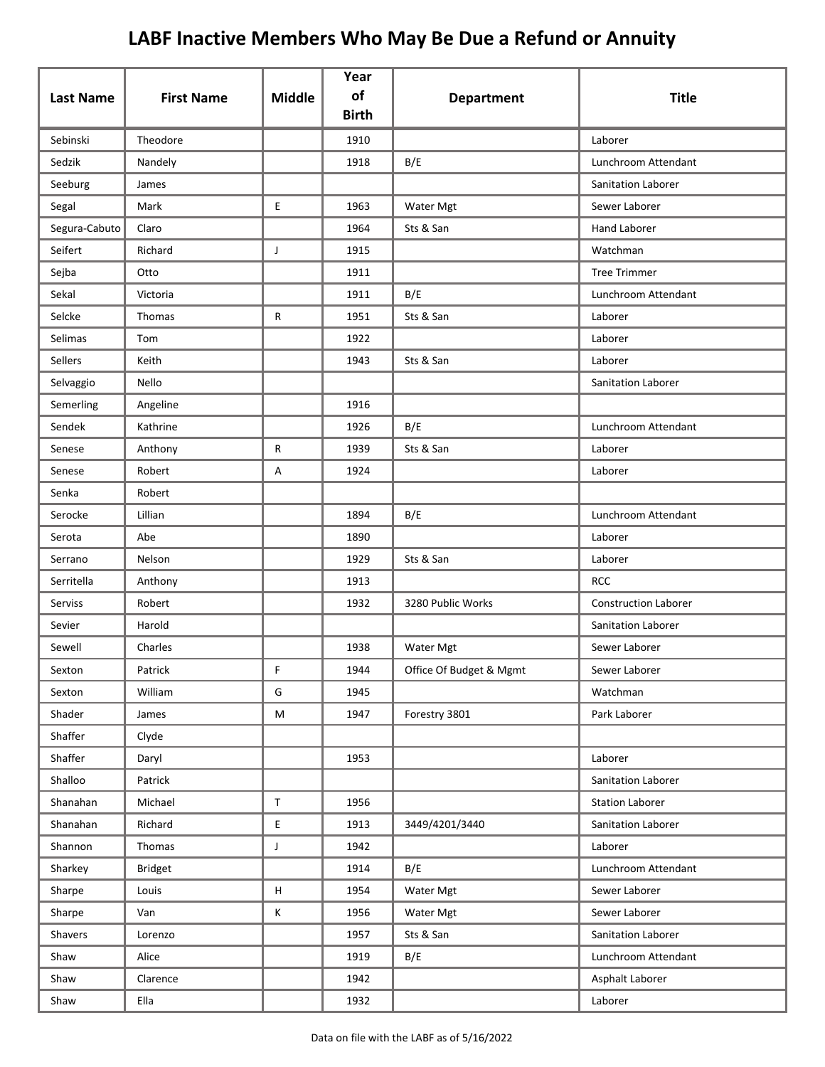# LABF Inactive Members Who May Be Due a Refund or Annuity

| Last Name | First Name | Middle | Year of Birth | Department | Title |
|---|---|---|---|---|---|
| Sebinski | Theodore | | 1910 | | Laborer |
| Sedzik | Nandely | | 1918 | B/E | Lunchroom Attendant |
| Seeburg | James | | | | Sanitation Laborer |
| Segal | Mark | E | 1963 | Water Mgt | Sewer Laborer |
| Segura-Cabuto | Claro | | 1964 | Sts & San | Hand Laborer |
| Seifert | Richard | J | 1915 | | Watchman |
| Sejba | Otto | | 1911 | | Tree Trimmer |
| Sekal | Victoria | | 1911 | B/E | Lunchroom Attendant |
| Selcke | Thomas | R | 1951 | Sts & San | Laborer |
| Selimas | Tom | | 1922 | | Laborer |
| Sellers | Keith | | 1943 | Sts & San | Laborer |
| Selvaggio | Nello | | | | Sanitation Laborer |
| Semerling | Angeline | | 1916 | | |
| Sendek | Kathrine | | 1926 | B/E | Lunchroom Attendant |
| Senese | Anthony | R | 1939 | Sts & San | Laborer |
| Senese | Robert | A | 1924 | | Laborer |
| Senka | Robert | | | | |
| Serocke | Lillian | | 1894 | B/E | Lunchroom Attendant |
| Serota | Abe | | 1890 | | Laborer |
| Serrano | Nelson | | 1929 | Sts & San | Laborer |
| Serritella | Anthony | | 1913 | | RCC |
| Serviss | Robert | | 1932 | 3280 Public Works | Construction Laborer |
| Sevier | Harold | | | | Sanitation Laborer |
| Sewell | Charles | | 1938 | Water Mgt | Sewer Laborer |
| Sexton | Patrick | F | 1944 | Office Of Budget & Mgmt | Sewer Laborer |
| Sexton | William | G | 1945 | | Watchman |
| Shader | James | M | 1947 | Forestry 3801 | Park Laborer |
| Shaffer | Clyde | | | | |
| Shaffer | Daryl | | 1953 | | Laborer |
| Shalloo | Patrick | | | | Sanitation Laborer |
| Shanahan | Michael | T | 1956 | | Station Laborer |
| Shanahan | Richard | E | 1913 | 3449/4201/3440 | Sanitation Laborer |
| Shannon | Thomas | J | 1942 | | Laborer |
| Sharkey | Bridget | | 1914 | B/E | Lunchroom Attendant |
| Sharpe | Louis | H | 1954 | Water Mgt | Sewer Laborer |
| Sharpe | Van | K | 1956 | Water Mgt | Sewer Laborer |
| Shavers | Lorenzo | | 1957 | Sts & San | Sanitation Laborer |
| Shaw | Alice | | 1919 | B/E | Lunchroom Attendant |
| Shaw | Clarence | | 1942 | | Asphalt Laborer |
| Shaw | Ella | | 1932 | | Laborer |

Data on file with the LABF as of 5/16/2022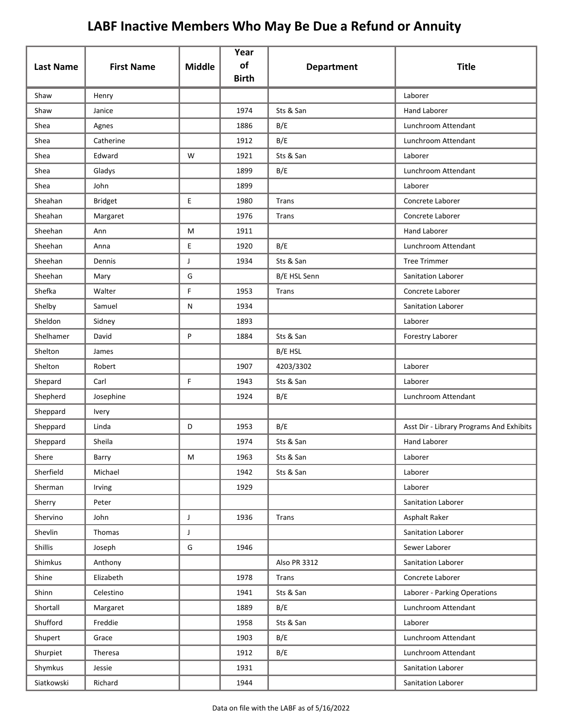# LABF Inactive Members Who May Be Due a Refund or Annuity

| Last Name | First Name | Middle | Year of Birth | Department | Title |
|---|---|---|---|---|---|
| Shaw | Henry | | | | Laborer |
| Shaw | Janice | | 1974 | Sts & San | Hand Laborer |
| Shea | Agnes | | 1886 | B/E | Lunchroom Attendant |
| Shea | Catherine | | 1912 | B/E | Lunchroom Attendant |
| Shea | Edward | W | 1921 | Sts & San | Laborer |
| Shea | Gladys | | 1899 | B/E | Lunchroom Attendant |
| Shea | John | | 1899 | | Laborer |
| Sheahan | Bridget | E | 1980 | Trans | Concrete Laborer |
| Sheahan | Margaret | | 1976 | Trans | Concrete Laborer |
| Sheehan | Ann | M | 1911 | | Hand Laborer |
| Sheehan | Anna | E | 1920 | B/E | Lunchroom Attendant |
| Sheehan | Dennis | J | 1934 | Sts & San | Tree Trimmer |
| Sheehan | Mary | G | | B/E HSL Senn | Sanitation Laborer |
| Shefka | Walter | F | 1953 | Trans | Concrete Laborer |
| Shelby | Samuel | N | 1934 | | Sanitation Laborer |
| Sheldon | Sidney | | 1893 | | Laborer |
| Shelhamer | David | P | 1884 | Sts & San | Forestry Laborer |
| Shelton | James | | | B/E HSL | |
| Shelton | Robert | | 1907 | 4203/3302 | Laborer |
| Shepard | Carl | F | 1943 | Sts & San | Laborer |
| Shepherd | Josephine | | 1924 | B/E | Lunchroom Attendant |
| Sheppard | Ivery | | | | |
| Sheppard | Linda | D | 1953 | B/E | Asst Dir - Library Programs And Exhibits |
| Sheppard | Sheila | | 1974 | Sts & San | Hand Laborer |
| Shere | Barry | M | 1963 | Sts & San | Laborer |
| Sherfield | Michael | | 1942 | Sts & San | Laborer |
| Sherman | Irving | | 1929 | | Laborer |
| Sherry | Peter | | | | Sanitation Laborer |
| Shervino | John | J | 1936 | Trans | Asphalt Raker |
| Shevlin | Thomas | J | | | Sanitation Laborer |
| Shillis | Joseph | G | 1946 | | Sewer Laborer |
| Shimkus | Anthony | | | Also PR 3312 | Sanitation Laborer |
| Shine | Elizabeth | | 1978 | Trans | Concrete Laborer |
| Shinn | Celestino | | 1941 | Sts & San | Laborer - Parking Operations |
| Shortall | Margaret | | 1889 | B/E | Lunchroom Attendant |
| Shufford | Freddie | | 1958 | Sts & San | Laborer |
| Shupert | Grace | | 1903 | B/E | Lunchroom Attendant |
| Shurpiet | Theresa | | 1912 | B/E | Lunchroom Attendant |
| Shymkus | Jessie | | 1931 | | Sanitation Laborer |
| Siatkowski | Richard | | 1944 | | Sanitation Laborer |

Data on file with the LABF as of 5/16/2022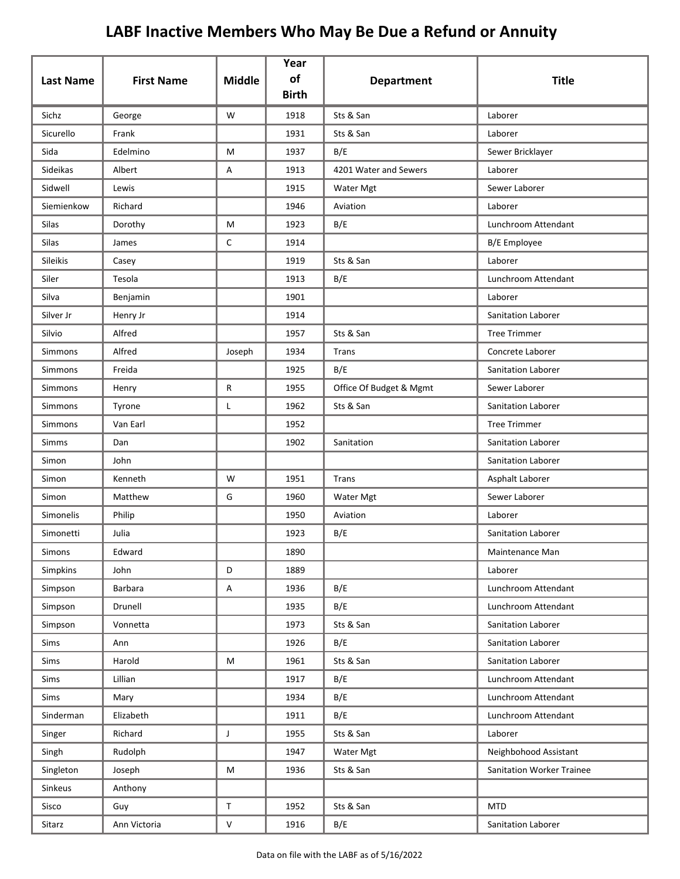# LABF Inactive Members Who May Be Due a Refund or Annuity

| Last Name | First Name | Middle | Year of Birth | Department | Title |
|---|---|---|---|---|---|
| Sichz | George | W | 1918 | Sts & San | Laborer |
| Sicurello | Frank | | 1931 | Sts & San | Laborer |
| Sida | Edelmino | M | 1937 | B/E | Sewer Bricklayer |
| Sideikas | Albert | A | 1913 | 4201 Water and Sewers | Laborer |
| Sidwell | Lewis | | 1915 | Water Mgt | Sewer Laborer |
| Siemienkow | Richard | | 1946 | Aviation | Laborer |
| Silas | Dorothy | M | 1923 | B/E | Lunchroom Attendant |
| Silas | James | C | 1914 | | B/E Employee |
| Sileikis | Casey | | 1919 | Sts & San | Laborer |
| Siler | Tesola | | 1913 | B/E | Lunchroom Attendant |
| Silva | Benjamin | | 1901 | | Laborer |
| Silver Jr | Henry Jr | | 1914 | | Sanitation Laborer |
| Silvio | Alfred | | 1957 | Sts & San | Tree Trimmer |
| Simmons | Alfred | Joseph | 1934 | Trans | Concrete Laborer |
| Simmons | Freida | | 1925 | B/E | Sanitation Laborer |
| Simmons | Henry | R | 1955 | Office Of Budget & Mgmt | Sewer Laborer |
| Simmons | Tyrone | L | 1962 | Sts & San | Sanitation Laborer |
| Simmons | Van Earl | | 1952 | | Tree Trimmer |
| Simms | Dan | | 1902 | Sanitation | Sanitation Laborer |
| Simon | John | | | | Sanitation Laborer |
| Simon | Kenneth | W | 1951 | Trans | Asphalt Laborer |
| Simon | Matthew | G | 1960 | Water Mgt | Sewer Laborer |
| Simonelis | Philip | | 1950 | Aviation | Laborer |
| Simonetti | Julia | | 1923 | B/E | Sanitation Laborer |
| Simons | Edward | | 1890 | | Maintenance Man |
| Simpkins | John | D | 1889 | | Laborer |
| Simpson | Barbara | A | 1936 | B/E | Lunchroom Attendant |
| Simpson | Drunell | | 1935 | B/E | Lunchroom Attendant |
| Simpson | Vonnetta | | 1973 | Sts & San | Sanitation Laborer |
| Sims | Ann | | 1926 | B/E | Sanitation Laborer |
| Sims | Harold | M | 1961 | Sts & San | Sanitation Laborer |
| Sims | Lillian | | 1917 | B/E | Lunchroom Attendant |
| Sims | Mary | | 1934 | B/E | Lunchroom Attendant |
| Sinderman | Elizabeth | | 1911 | B/E | Lunchroom Attendant |
| Singer | Richard | J | 1955 | Sts & San | Laborer |
| Singh | Rudolph | | 1947 | Water Mgt | Neighbohood Assistant |
| Singleton | Joseph | M | 1936 | Sts & San | Sanitation Worker Trainee |
| Sinkeus | Anthony | | | | |
| Sisco | Guy | T | 1952 | Sts & San | MTD |
| Sitarz | Ann Victoria | V | 1916 | B/E | Sanitation Laborer |

Data on file with the LABF as of 5/16/2022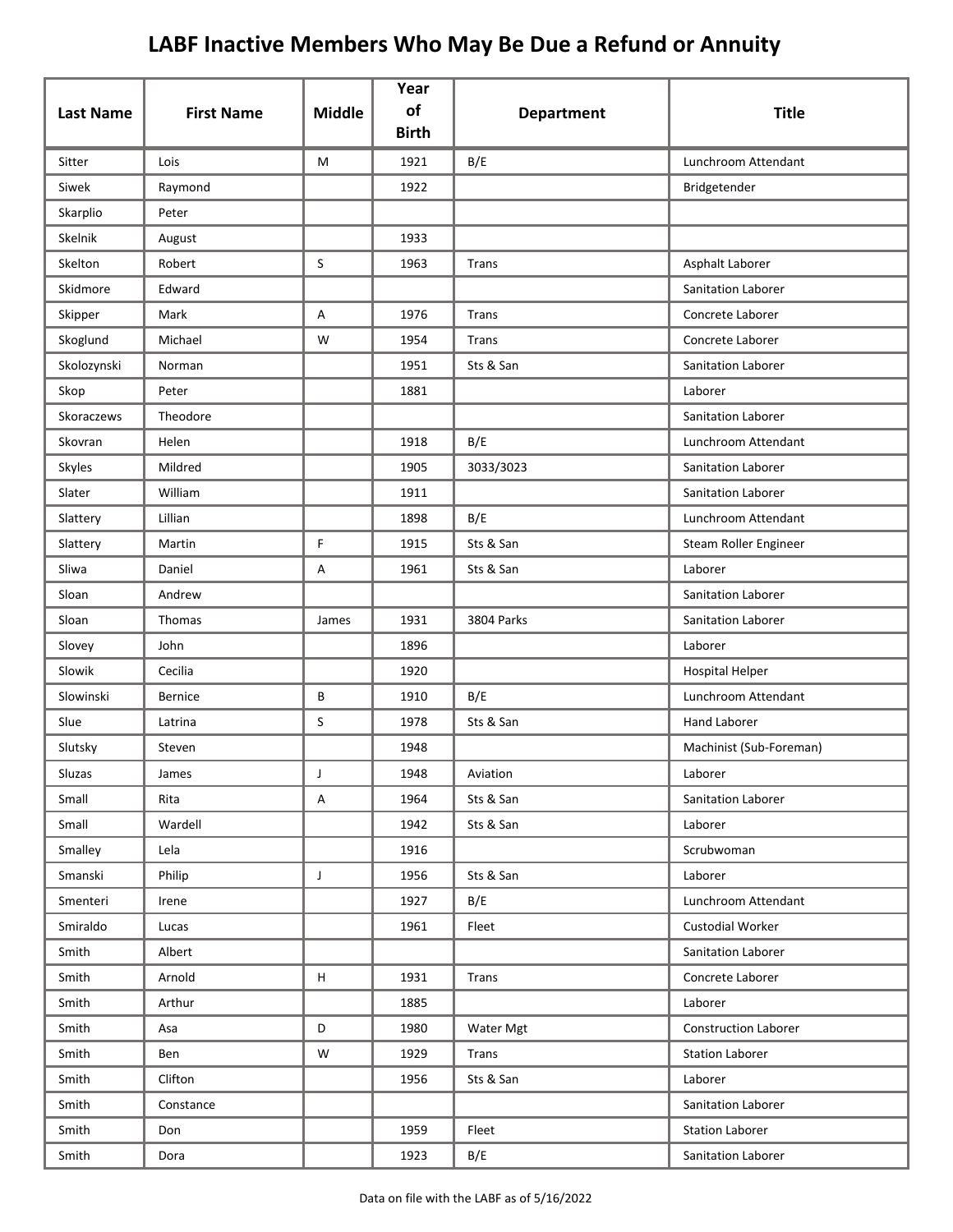# LABF Inactive Members Who May Be Due a Refund or Annuity

| Last Name | First Name | Middle | Year of Birth | Department | Title |
|---|---|---|---|---|---|
| Sitter | Lois | M | 1921 | B/E | Lunchroom Attendant |
| Siwek | Raymond | | 1922 | | Bridgetender |
| Skarplio | Peter | | | | |
| Skelnik | August | | 1933 | | |
| Skelton | Robert | S | 1963 | Trans | Asphalt Laborer |
| Skidmore | Edward | | | | Sanitation Laborer |
| Skipper | Mark | A | 1976 | Trans | Concrete Laborer |
| Skoglund | Michael | W | 1954 | Trans | Concrete Laborer |
| Skolozynski | Norman | | 1951 | Sts & San | Sanitation Laborer |
| Skop | Peter | | 1881 | | Laborer |
| Skoraczews | Theodore | | | | Sanitation Laborer |
| Skovran | Helen | | 1918 | B/E | Lunchroom Attendant |
| Skyles | Mildred | | 1905 | 3033/3023 | Sanitation Laborer |
| Slater | William | | 1911 | | Sanitation Laborer |
| Slattery | Lillian | | 1898 | B/E | Lunchroom Attendant |
| Slattery | Martin | F | 1915 | Sts & San | Steam Roller Engineer |
| Sliwa | Daniel | A | 1961 | Sts & San | Laborer |
| Sloan | Andrew | | | | Sanitation Laborer |
| Sloan | Thomas | James | 1931 | 3804 Parks | Sanitation Laborer |
| Slovey | John | | 1896 | | Laborer |
| Slowik | Cecilia | | 1920 | | Hospital Helper |
| Slowinski | Bernice | B | 1910 | B/E | Lunchroom Attendant |
| Slue | Latrina | S | 1978 | Sts & San | Hand Laborer |
| Slutsky | Steven | | 1948 | | Machinist (Sub-Foreman) |
| Sluzas | James | J | 1948 | Aviation | Laborer |
| Small | Rita | A | 1964 | Sts & San | Sanitation Laborer |
| Small | Wardell | | 1942 | Sts & San | Laborer |
| Smalley | Lela | | 1916 | | Scrubwoman |
| Smanski | Philip | J | 1956 | Sts & San | Laborer |
| Smenteri | Irene | | 1927 | B/E | Lunchroom Attendant |
| Smiraldo | Lucas | | 1961 | Fleet | Custodial Worker |
| Smith | Albert | | | | Sanitation Laborer |
| Smith | Arnold | H | 1931 | Trans | Concrete Laborer |
| Smith | Arthur | | 1885 | | Laborer |
| Smith | Asa | D | 1980 | Water Mgt | Construction Laborer |
| Smith | Ben | W | 1929 | Trans | Station Laborer |
| Smith | Clifton | | 1956 | Sts & San | Laborer |
| Smith | Constance | | | | Sanitation Laborer |
| Smith | Don | | 1959 | Fleet | Station Laborer |
| Smith | Dora | | 1923 | B/E | Sanitation Laborer |

Data on file with the LABF as of 5/16/2022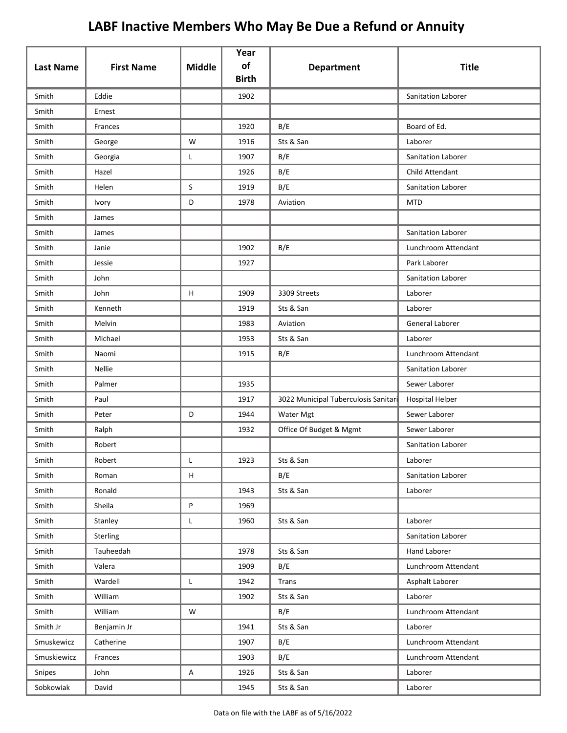# LABF Inactive Members Who May Be Due a Refund or Annuity

| Last Name | First Name | Middle | Year of Birth | Department | Title |
|---|---|---|---|---|---|
| Smith | Eddie | | 1902 | | Sanitation Laborer |
| Smith | Ernest | | | | |
| Smith | Frances | | 1920 | B/E | Board of Ed. |
| Smith | George | W | 1916 | Sts & San | Laborer |
| Smith | Georgia | L | 1907 | B/E | Sanitation Laborer |
| Smith | Hazel | | 1926 | B/E | Child Attendant |
| Smith | Helen | S | 1919 | B/E | Sanitation Laborer |
| Smith | Ivory | D | 1978 | Aviation | MTD |
| Smith | James | | | | |
| Smith | James | | | | Sanitation Laborer |
| Smith | Janie | | 1902 | B/E | Lunchroom Attendant |
| Smith | Jessie | | 1927 | | Park Laborer |
| Smith | John | | | | Sanitation Laborer |
| Smith | John | H | 1909 | 3309 Streets | Laborer |
| Smith | Kenneth | | 1919 | Sts & San | Laborer |
| Smith | Melvin | | 1983 | Aviation | General Laborer |
| Smith | Michael | | 1953 | Sts & San | Laborer |
| Smith | Naomi | | 1915 | B/E | Lunchroom Attendant |
| Smith | Nellie | | | | Sanitation Laborer |
| Smith | Palmer | | 1935 | | Sewer Laborer |
| Smith | Paul | | 1917 | 3022 Municipal Tuberculosis Sanitari | Hospital Helper |
| Smith | Peter | D | 1944 | Water Mgt | Sewer Laborer |
| Smith | Ralph | | 1932 | Office Of Budget & Mgmt | Sewer Laborer |
| Smith | Robert | | | | Sanitation Laborer |
| Smith | Robert | L | 1923 | Sts & San | Laborer |
| Smith | Roman | H | | B/E | Sanitation Laborer |
| Smith | Ronald | | 1943 | Sts & San | Laborer |
| Smith | Sheila | P | 1969 | | |
| Smith | Stanley | L | 1960 | Sts & San | Laborer |
| Smith | Sterling | | | | Sanitation Laborer |
| Smith | Tauheedah | | 1978 | Sts & San | Hand Laborer |
| Smith | Valera | | 1909 | B/E | Lunchroom Attendant |
| Smith | Wardell | L | 1942 | Trans | Asphalt Laborer |
| Smith | William | | 1902 | Sts & San | Laborer |
| Smith | William | W | | B/E | Lunchroom Attendant |
| Smith Jr | Benjamin Jr | | 1941 | Sts & San | Laborer |
| Smuskewicz | Catherine | | 1907 | B/E | Lunchroom Attendant |
| Smuskiewicz | Frances | | 1903 | B/E | Lunchroom Attendant |
| Snipes | John | A | 1926 | Sts & San | Laborer |
| Sobkowiak | David | | 1945 | Sts & San | Laborer |

Data on file with the LABF as of 5/16/2022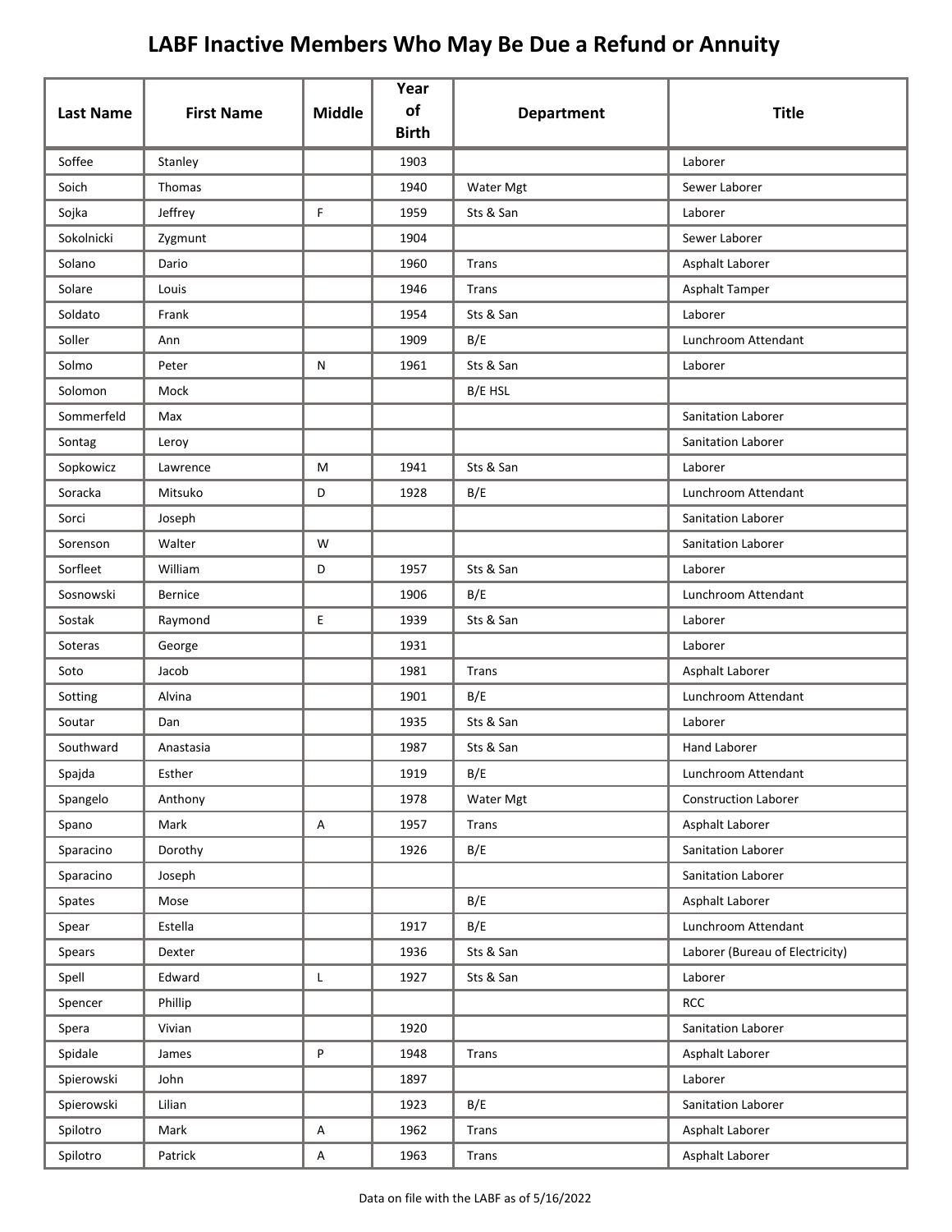# LABF Inactive Members Who May Be Due a Refund or Annuity

| Last Name | First Name | Middle | Year of Birth | Department | Title |
|---|---|---|---|---|---|
| Soffee | Stanley | | 1903 | | Laborer |
| Soich | Thomas | | 1940 | Water Mgt | Sewer Laborer |
| Sojka | Jeffrey | F | 1959 | Sts & San | Laborer |
| Sokolnicki | Zygmunt | | 1904 | | Sewer Laborer |
| Solano | Dario | | 1960 | Trans | Asphalt Laborer |
| Solare | Louis | | 1946 | Trans | Asphalt Tamper |
| Soldato | Frank | | 1954 | Sts & San | Laborer |
| Soller | Ann | | 1909 | B/E | Lunchroom Attendant |
| Solmo | Peter | N | 1961 | Sts & San | Laborer |
| Solomon | Mock | | | B/E HSL | |
| Sommerfeld | Max | | | | Sanitation Laborer |
| Sontag | Leroy | | | | Sanitation Laborer |
| Sopkowicz | Lawrence | M | 1941 | Sts & San | Laborer |
| Soracka | Mitsuko | D | 1928 | B/E | Lunchroom Attendant |
| Sorci | Joseph | | | | Sanitation Laborer |
| Sorenson | Walter | W | | | Sanitation Laborer |
| Sorfleet | William | D | 1957 | Sts & San | Laborer |
| Sosnowski | Bernice | | 1906 | B/E | Lunchroom Attendant |
| Sostak | Raymond | E | 1939 | Sts & San | Laborer |
| Soteras | George | | 1931 | | Laborer |
| Soto | Jacob | | 1981 | Trans | Asphalt Laborer |
| Sotting | Alvina | | 1901 | B/E | Lunchroom Attendant |
| Soutar | Dan | | 1935 | Sts & San | Laborer |
| Southward | Anastasia | | 1987 | Sts & San | Hand Laborer |
| Spajda | Esther | | 1919 | B/E | Lunchroom Attendant |
| Spangelo | Anthony | | 1978 | Water Mgt | Construction Laborer |
| Spano | Mark | A | 1957 | Trans | Asphalt Laborer |
| Sparacino | Dorothy | | 1926 | B/E | Sanitation Laborer |
| Sparacino | Joseph | | | | Sanitation Laborer |
| Spates | Mose | | | B/E | Asphalt Laborer |
| Spear | Estella | | 1917 | B/E | Lunchroom Attendant |
| Spears | Dexter | | 1936 | Sts & San | Laborer (Bureau of Electricity) |
| Spell | Edward | L | 1927 | Sts & San | Laborer |
| Spencer | Phillip | | | | RCC |
| Spera | Vivian | | 1920 | | Sanitation Laborer |
| Spidale | James | P | 1948 | Trans | Asphalt Laborer |
| Spierowski | John | | 1897 | | Laborer |
| Spierowski | Lilian | | 1923 | B/E | Sanitation Laborer |
| Spilotro | Mark | A | 1962 | Trans | Asphalt Laborer |
| Spilotro | Patrick | A | 1963 | Trans | Asphalt Laborer |

Data on file with the LABF as of 5/16/2022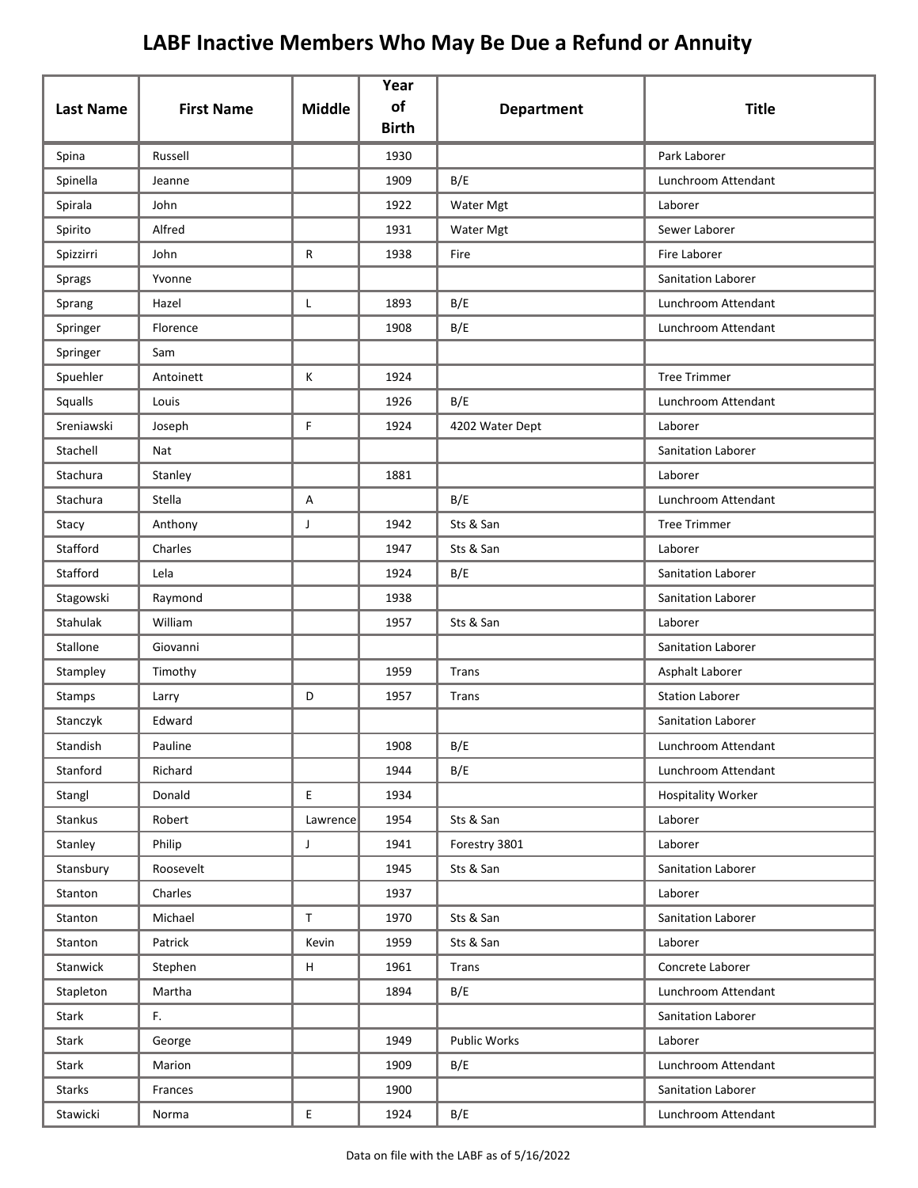# LABF Inactive Members Who May Be Due a Refund or Annuity

| Last Name | First Name | Middle | Year of Birth | Department | Title |
|---|---|---|---|---|---|
| Spina | Russell | | 1930 | | Park Laborer |
| Spinella | Jeanne | | 1909 | B/E | Lunchroom Attendant |
| Spirala | John | | 1922 | Water Mgt | Laborer |
| Spirito | Alfred | | 1931 | Water Mgt | Sewer Laborer |
| Spizzirri | John | R | 1938 | Fire | Fire Laborer |
| Sprags | Yvonne | | | | Sanitation Laborer |
| Sprang | Hazel | L | 1893 | B/E | Lunchroom Attendant |
| Springer | Florence | | 1908 | B/E | Lunchroom Attendant |
| Springer | Sam | | | | |
| Spuehler | Antoinett | K | 1924 | | Tree Trimmer |
| Squalls | Louis | | 1926 | B/E | Lunchroom Attendant |
| Sreniawski | Joseph | F | 1924 | 4202 Water Dept | Laborer |
| Stachell | Nat | | | | Sanitation Laborer |
| Stachura | Stanley | | 1881 | | Laborer |
| Stachura | Stella | A | | B/E | Lunchroom Attendant |
| Stacy | Anthony | J | 1942 | Sts & San | Tree Trimmer |
| Stafford | Charles | | 1947 | Sts & San | Laborer |
| Stafford | Lela | | 1924 | B/E | Sanitation Laborer |
| Stagowski | Raymond | | 1938 | | Sanitation Laborer |
| Stahulak | William | | 1957 | Sts & San | Laborer |
| Stallone | Giovanni | | | | Sanitation Laborer |
| Stampley | Timothy | | 1959 | Trans | Asphalt Laborer |
| Stamps | Larry | D | 1957 | Trans | Station Laborer |
| Stanczyk | Edward | | | | Sanitation Laborer |
| Standish | Pauline | | 1908 | B/E | Lunchroom Attendant |
| Stanford | Richard | | 1944 | B/E | Lunchroom Attendant |
| Stangl | Donald | E | 1934 | | Hospitality Worker |
| Stankus | Robert | Lawrence | 1954 | Sts & San | Laborer |
| Stanley | Philip | J | 1941 | Forestry 3801 | Laborer |
| Stansbury | Roosevelt | | 1945 | Sts & San | Sanitation Laborer |
| Stanton | Charles | | 1937 | | Laborer |
| Stanton | Michael | T | 1970 | Sts & San | Sanitation Laborer |
| Stanton | Patrick | Kevin | 1959 | Sts & San | Laborer |
| Stanwick | Stephen | H | 1961 | Trans | Concrete Laborer |
| Stapleton | Martha | | 1894 | B/E | Lunchroom Attendant |
| Stark | F. | | | | Sanitation Laborer |
| Stark | George | | 1949 | Public Works | Laborer |
| Stark | Marion | | 1909 | B/E | Lunchroom Attendant |
| Starks | Frances | | 1900 | | Sanitation Laborer |
| Stawicki | Norma | E | 1924 | B/E | Lunchroom Attendant |

Data on file with the LABF as of 5/16/2022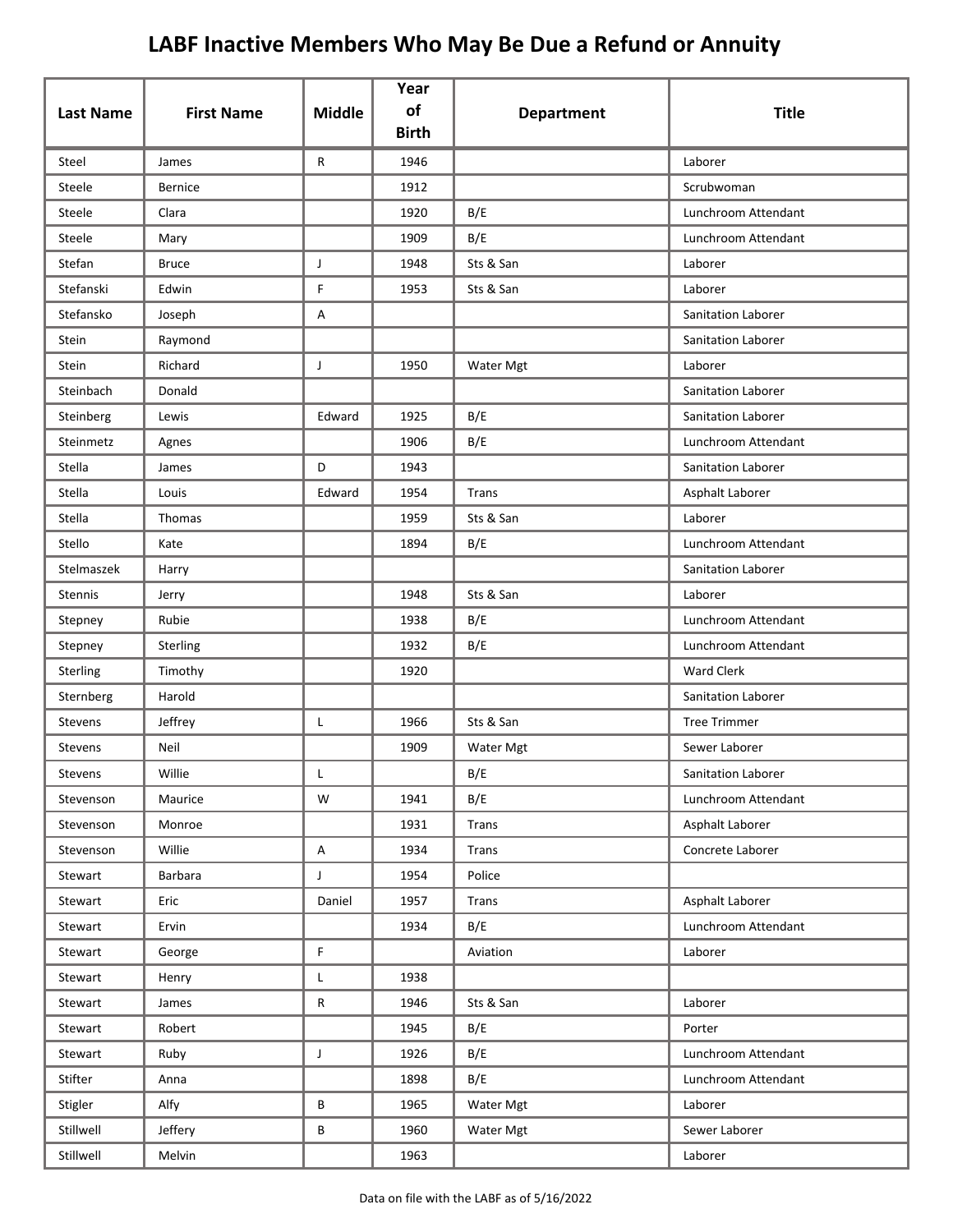# LABF Inactive Members Who May Be Due a Refund or Annuity

| Last Name | First Name | Middle | Year of Birth | Department | Title |
|---|---|---|---|---|---|
| Steel | James | R | 1946 | | Laborer |
| Steele | Bernice | | 1912 | | Scrubwoman |
| Steele | Clara | | 1920 | B/E | Lunchroom Attendant |
| Steele | Mary | | 1909 | B/E | Lunchroom Attendant |
| Stefan | Bruce | J | 1948 | Sts & San | Laborer |
| Stefanski | Edwin | F | 1953 | Sts & San | Laborer |
| Stefansko | Joseph | A | | | Sanitation Laborer |
| Stein | Raymond | | | | Sanitation Laborer |
| Stein | Richard | J | 1950 | Water Mgt | Laborer |
| Steinbach | Donald | | | | Sanitation Laborer |
| Steinberg | Lewis | Edward | 1925 | B/E | Sanitation Laborer |
| Steinmetz | Agnes | | 1906 | B/E | Lunchroom Attendant |
| Stella | James | D | 1943 | | Sanitation Laborer |
| Stella | Louis | Edward | 1954 | Trans | Asphalt Laborer |
| Stella | Thomas | | 1959 | Sts & San | Laborer |
| Stello | Kate | | 1894 | B/E | Lunchroom Attendant |
| Stelmaszek | Harry | | | | Sanitation Laborer |
| Stennis | Jerry | | 1948 | Sts & San | Laborer |
| Stepney | Rubie | | 1938 | B/E | Lunchroom Attendant |
| Stepney | Sterling | | 1932 | B/E | Lunchroom Attendant |
| Sterling | Timothy | | 1920 | | Ward Clerk |
| Sternberg | Harold | | | | Sanitation Laborer |
| Stevens | Jeffrey | L | 1966 | Sts & San | Tree Trimmer |
| Stevens | Neil | | 1909 | Water Mgt | Sewer Laborer |
| Stevens | Willie | L | | B/E | Sanitation Laborer |
| Stevenson | Maurice | W | 1941 | B/E | Lunchroom Attendant |
| Stevenson | Monroe | | 1931 | Trans | Asphalt Laborer |
| Stevenson | Willie | A | 1934 | Trans | Concrete Laborer |
| Stewart | Barbara | J | 1954 | Police | |
| Stewart | Eric | Daniel | 1957 | Trans | Asphalt Laborer |
| Stewart | Ervin | | 1934 | B/E | Lunchroom Attendant |
| Stewart | George | F | | Aviation | Laborer |
| Stewart | Henry | L | 1938 | | |
| Stewart | James | R | 1946 | Sts & San | Laborer |
| Stewart | Robert | | 1945 | B/E | Porter |
| Stewart | Ruby | J | 1926 | B/E | Lunchroom Attendant |
| Stifter | Anna | | 1898 | B/E | Lunchroom Attendant |
| Stigler | Alfy | B | 1965 | Water Mgt | Laborer |
| Stillwell | Jeffery | B | 1960 | Water Mgt | Sewer Laborer |
| Stillwell | Melvin | | 1963 | | Laborer |

Data on file with the LABF as of 5/16/2022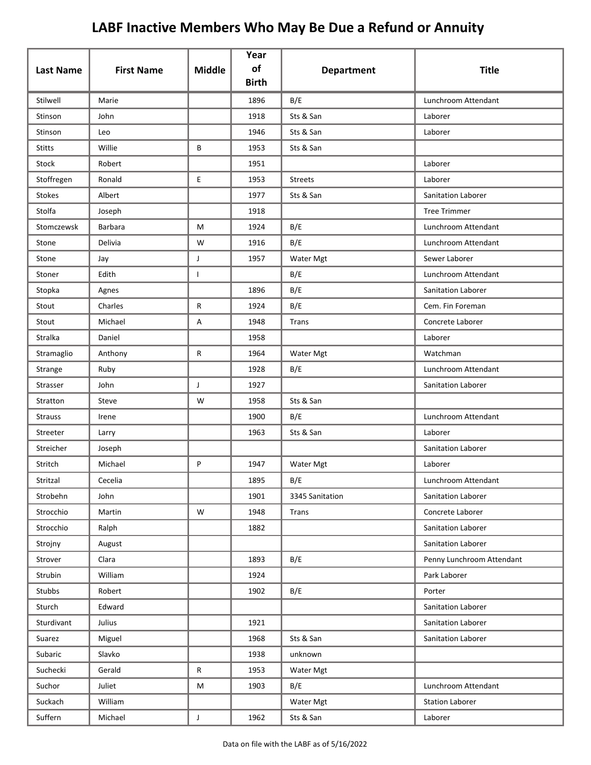# LABF Inactive Members Who May Be Due a Refund or Annuity

| Last Name | First Name | Middle | Year of Birth | Department | Title |
|---|---|---|---|---|---|
| Stilwell | Marie | | 1896 | B/E | Lunchroom Attendant |
| Stinson | John | | 1918 | Sts & San | Laborer |
| Stinson | Leo | | 1946 | Sts & San | Laborer |
| Stitts | Willie | B | 1953 | Sts & San | |
| Stock | Robert | | 1951 | | Laborer |
| Stoffregen | Ronald | E | 1953 | Streets | Laborer |
| Stokes | Albert | | 1977 | Sts & San | Sanitation Laborer |
| Stolfa | Joseph | | 1918 | | Tree Trimmer |
| Stomczewsk | Barbara | M | 1924 | B/E | Lunchroom Attendant |
| Stone | Delivia | W | 1916 | B/E | Lunchroom Attendant |
| Stone | Jay | J | 1957 | Water Mgt | Sewer Laborer |
| Stoner | Edith | I | | B/E | Lunchroom Attendant |
| Stopka | Agnes | | 1896 | B/E | Sanitation Laborer |
| Stout | Charles | R | 1924 | B/E | Cem. Fin Foreman |
| Stout | Michael | A | 1948 | Trans | Concrete Laborer |
| Stralka | Daniel | | 1958 | | Laborer |
| Stramaglio | Anthony | R | 1964 | Water Mgt | Watchman |
| Strange | Ruby | | 1928 | B/E | Lunchroom Attendant |
| Strasser | John | J | 1927 | | Sanitation Laborer |
| Stratton | Steve | W | 1958 | Sts & San | |
| Strauss | Irene | | 1900 | B/E | Lunchroom Attendant |
| Streeter | Larry | | 1963 | Sts & San | Laborer |
| Streicher | Joseph | | | | Sanitation Laborer |
| Stritch | Michael | P | 1947 | Water Mgt | Laborer |
| Stritzal | Cecelia | | 1895 | B/E | Lunchroom Attendant |
| Strobehn | John | | 1901 | 3345 Sanitation | Sanitation Laborer |
| Strocchio | Martin | W | 1948 | Trans | Concrete Laborer |
| Strocchio | Ralph | | 1882 | | Sanitation Laborer |
| Strojny | August | | | | Sanitation Laborer |
| Strover | Clara | | 1893 | B/E | Penny Lunchroom Attendant |
| Strubin | William | | 1924 | | Park Laborer |
| Stubbs | Robert | | 1902 | B/E | Porter |
| Sturch | Edward | | | | Sanitation Laborer |
| Sturdivant | Julius | | 1921 | | Sanitation Laborer |
| Suarez | Miguel | | 1968 | Sts & San | Sanitation Laborer |
| Subaric | Slavko | | 1938 | unknown | |
| Suchecki | Gerald | R | 1953 | Water Mgt | |
| Suchor | Juliet | M | 1903 | B/E | Lunchroom Attendant |
| Suckach | William | | | Water Mgt | Station Laborer |
| Suffern | Michael | J | 1962 | Sts & San | Laborer |

Data on file with the LABF as of 5/16/2022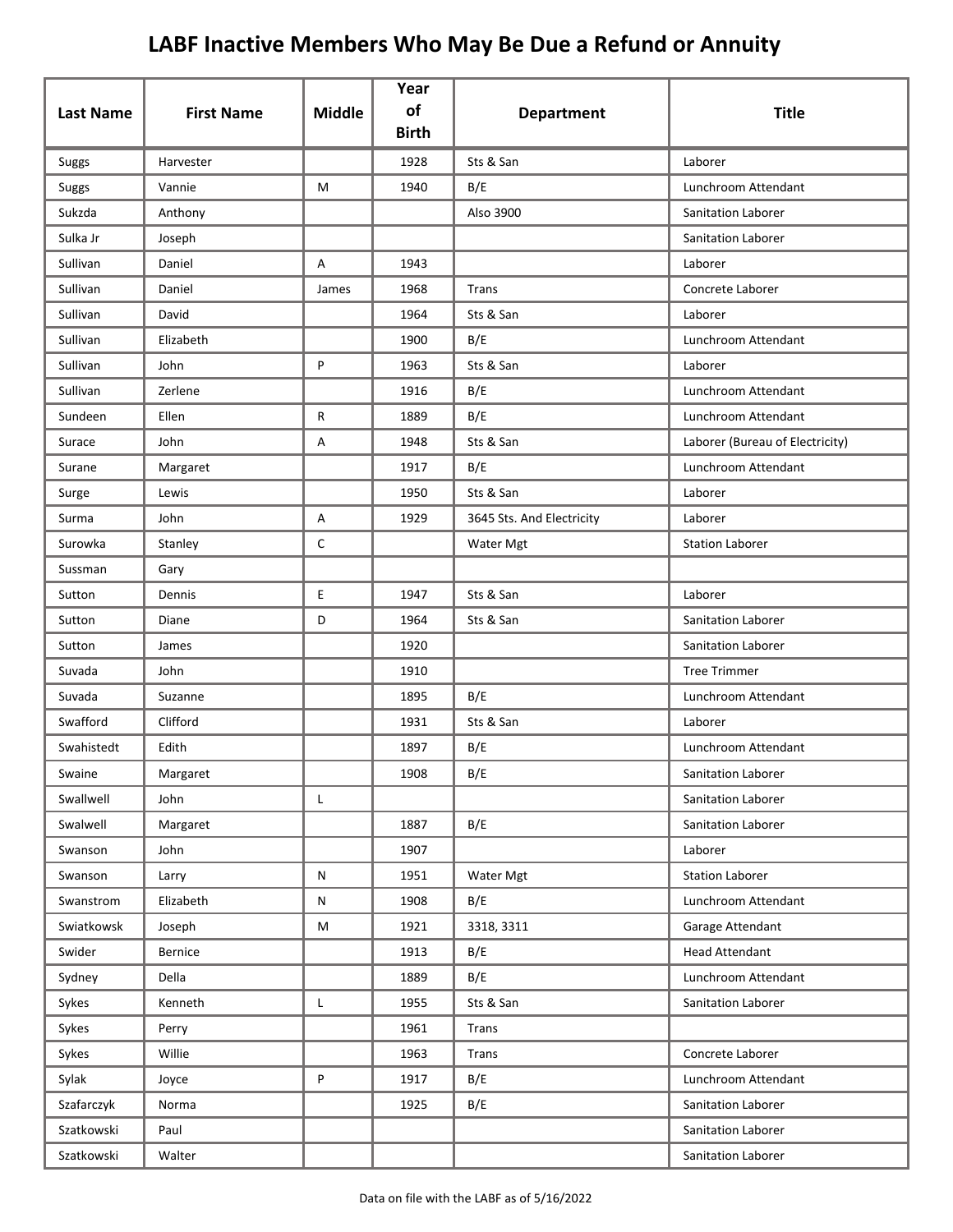# LABF Inactive Members Who May Be Due a Refund or Annuity

| Last Name | First Name | Middle | Year of Birth | Department | Title |
|---|---|---|---|---|---|
| Suggs | Harvester | | 1928 | Sts & San | Laborer |
| Suggs | Vannie | M | 1940 | B/E | Lunchroom Attendant |
| Sukzda | Anthony | | | Also 3900 | Sanitation Laborer |
| Sulka Jr | Joseph | | | | Sanitation Laborer |
| Sullivan | Daniel | A | 1943 | | Laborer |
| Sullivan | Daniel | James | 1968 | Trans | Concrete Laborer |
| Sullivan | David | | 1964 | Sts & San | Laborer |
| Sullivan | Elizabeth | | 1900 | B/E | Lunchroom Attendant |
| Sullivan | John | P | 1963 | Sts & San | Laborer |
| Sullivan | Zerlene | | 1916 | B/E | Lunchroom Attendant |
| Sundeen | Ellen | R | 1889 | B/E | Lunchroom Attendant |
| Surace | John | A | 1948 | Sts & San | Laborer (Bureau of Electricity) |
| Surane | Margaret | | 1917 | B/E | Lunchroom Attendant |
| Surge | Lewis | | 1950 | Sts & San | Laborer |
| Surma | John | A | 1929 | 3645 Sts. And Electricity | Laborer |
| Surowka | Stanley | C | | Water Mgt | Station Laborer |
| Sussman | Gary | | | | |
| Sutton | Dennis | E | 1947 | Sts & San | Laborer |
| Sutton | Diane | D | 1964 | Sts & San | Sanitation Laborer |
| Sutton | James | | 1920 | | Sanitation Laborer |
| Suvada | John | | 1910 | | Tree Trimmer |
| Suvada | Suzanne | | 1895 | B/E | Lunchroom Attendant |
| Swafford | Clifford | | 1931 | Sts & San | Laborer |
| Swahistedt | Edith | | 1897 | B/E | Lunchroom Attendant |
| Swaine | Margaret | | 1908 | B/E | Sanitation Laborer |
| Swallwell | John | L | | | Sanitation Laborer |
| Swalwell | Margaret | | 1887 | B/E | Sanitation Laborer |
| Swanson | John | | 1907 | | Laborer |
| Swanson | Larry | N | 1951 | Water Mgt | Station Laborer |
| Swanstrom | Elizabeth | N | 1908 | B/E | Lunchroom Attendant |
| Swiatkowsk | Joseph | M | 1921 | 3318, 3311 | Garage Attendant |
| Swider | Bernice | | 1913 | B/E | Head Attendant |
| Sydney | Della | | 1889 | B/E | Lunchroom Attendant |
| Sykes | Kenneth | L | 1955 | Sts & San | Sanitation Laborer |
| Sykes | Perry | | 1961 | Trans | |
| Sykes | Willie | | 1963 | Trans | Concrete Laborer |
| Sylak | Joyce | P | 1917 | B/E | Lunchroom Attendant |
| Szafarczyk | Norma | | 1925 | B/E | Sanitation Laborer |
| Szatkowski | Paul | | | | Sanitation Laborer |
| Szatkowski | Walter | | | | Sanitation Laborer |

Data on file with the LABF as of 5/16/2022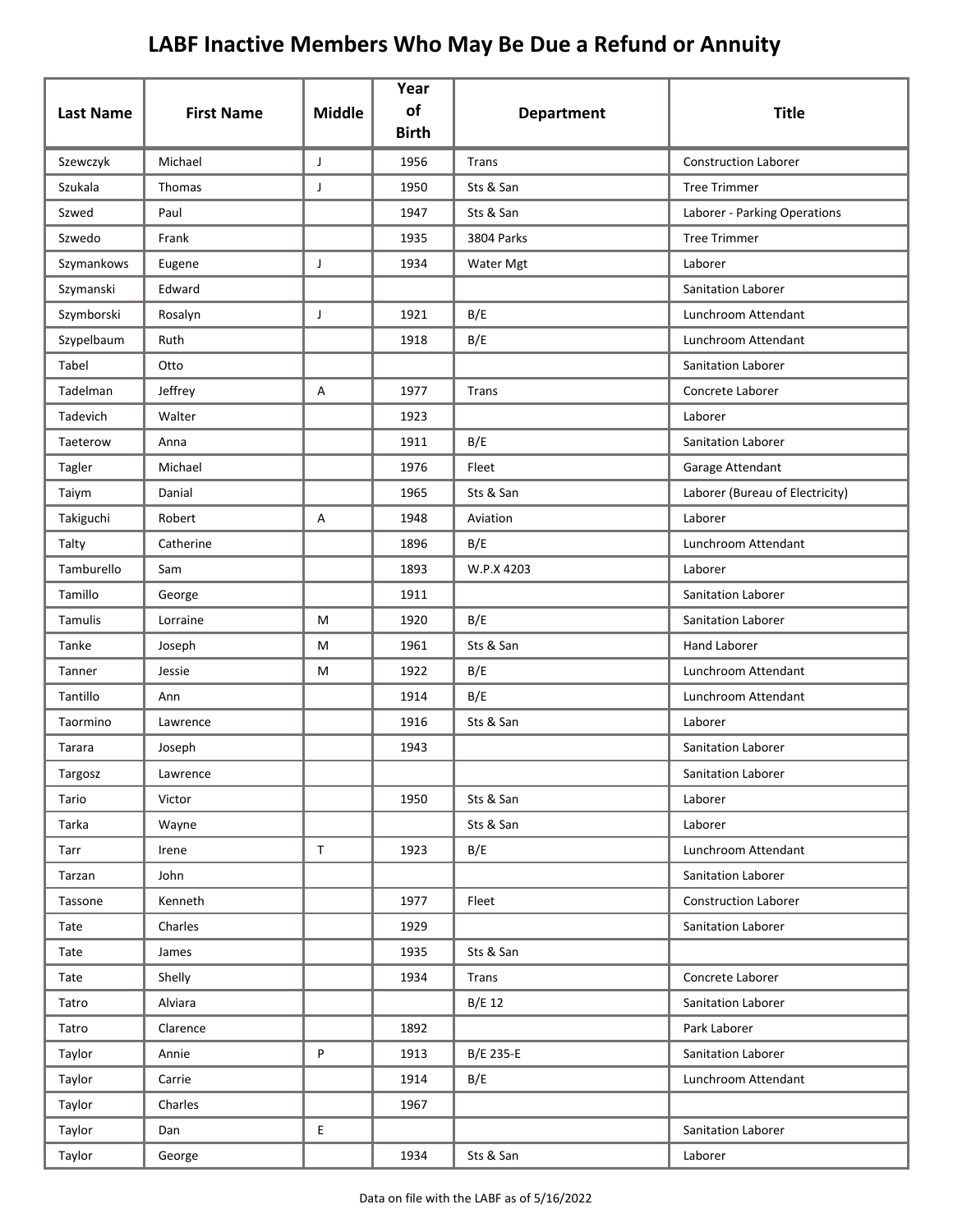# LABF Inactive Members Who May Be Due a Refund or Annuity

| Last Name | First Name | Middle | Year of Birth | Department | Title |
|---|---|---|---|---|---|
| Szewczyk | Michael | J | 1956 | Trans | Construction Laborer |
| Szukala | Thomas | J | 1950 | Sts & San | Tree Trimmer |
| Szwed | Paul | | 1947 | Sts & San | Laborer - Parking Operations |
| Szwedo | Frank | | 1935 | 3804 Parks | Tree Trimmer |
| Szymankows | Eugene | J | 1934 | Water Mgt | Laborer |
| Szymanski | Edward | | | | Sanitation Laborer |
| Szymborski | Rosalyn | J | 1921 | B/E | Lunchroom Attendant |
| Szypelbaum | Ruth | | 1918 | B/E | Lunchroom Attendant |
| Tabel | Otto | | | | Sanitation Laborer |
| Tadelman | Jeffrey | A | 1977 | Trans | Concrete Laborer |
| Tadevich | Walter | | 1923 | | Laborer |
| Taeterow | Anna | | 1911 | B/E | Sanitation Laborer |
| Tagler | Michael | | 1976 | Fleet | Garage Attendant |
| Taiym | Danial | | 1965 | Sts & San | Laborer (Bureau of Electricity) |
| Takiguchi | Robert | A | 1948 | Aviation | Laborer |
| Talty | Catherine | | 1896 | B/E | Lunchroom Attendant |
| Tamburello | Sam | | 1893 | W.P.X 4203 | Laborer |
| Tamillo | George | | 1911 | | Sanitation Laborer |
| Tamulis | Lorraine | M | 1920 | B/E | Sanitation Laborer |
| Tanke | Joseph | M | 1961 | Sts & San | Hand Laborer |
| Tanner | Jessie | M | 1922 | B/E | Lunchroom Attendant |
| Tantillo | Ann | | 1914 | B/E | Lunchroom Attendant |
| Taormino | Lawrence | | 1916 | Sts & San | Laborer |
| Tarara | Joseph | | 1943 | | Sanitation Laborer |
| Targosz | Lawrence | | | | Sanitation Laborer |
| Tario | Victor | | 1950 | Sts & San | Laborer |
| Tarka | Wayne | | | Sts & San | Laborer |
| Tarr | Irene | T | 1923 | B/E | Lunchroom Attendant |
| Tarzan | John | | | | Sanitation Laborer |
| Tassone | Kenneth | | 1977 | Fleet | Construction Laborer |
| Tate | Charles | | 1929 | | Sanitation Laborer |
| Tate | James | | 1935 | Sts & San | |
| Tate | Shelly | | 1934 | Trans | Concrete Laborer |
| Tatro | Alviara | | | B/E 12 | Sanitation Laborer |
| Tatro | Clarence | | 1892 | | Park Laborer |
| Taylor | Annie | P | 1913 | B/E 235-E | Sanitation Laborer |
| Taylor | Carrie | | 1914 | B/E | Lunchroom Attendant |
| Taylor | Charles | | 1967 | | |
| Taylor | Dan | E | | | Sanitation Laborer |
| Taylor | George | | 1934 | Sts & San | Laborer |

Data on file with the LABF as of 5/16/2022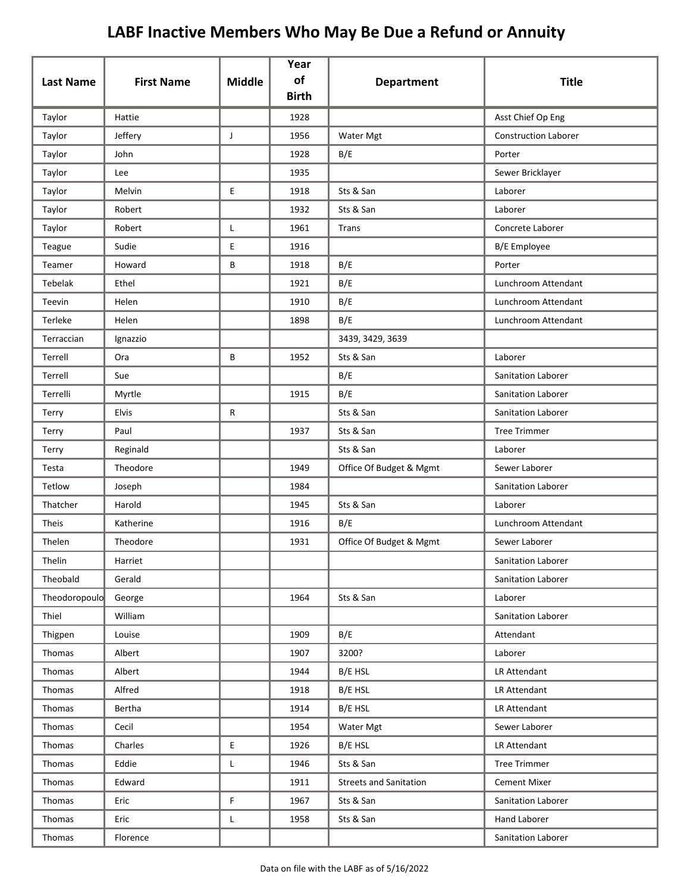# LABF Inactive Members Who May Be Due a Refund or Annuity

| Last Name | First Name | Middle | Year of Birth | Department | Title |
|---|---|---|---|---|---|
| Taylor | Hattie | | 1928 | | Asst Chief Op Eng |
| Taylor | Jeffery | J | 1956 | Water Mgt | Construction Laborer |
| Taylor | John | | 1928 | B/E | Porter |
| Taylor | Lee | | 1935 | | Sewer Bricklayer |
| Taylor | Melvin | E | 1918 | Sts & San | Laborer |
| Taylor | Robert | | 1932 | Sts & San | Laborer |
| Taylor | Robert | L | 1961 | Trans | Concrete Laborer |
| Teague | Sudie | E | 1916 | | B/E Employee |
| Teamer | Howard | B | 1918 | B/E | Porter |
| Tebelak | Ethel | | 1921 | B/E | Lunchroom Attendant |
| Teevin | Helen | | 1910 | B/E | Lunchroom Attendant |
| Terleke | Helen | | 1898 | B/E | Lunchroom Attendant |
| Terraccian | Ignazzio | | | 3439, 3429, 3639 | |
| Terrell | Ora | B | 1952 | Sts & San | Laborer |
| Terrell | Sue | | | B/E | Sanitation Laborer |
| Terrelli | Myrtle | | 1915 | B/E | Sanitation Laborer |
| Terry | Elvis | R | | Sts & San | Sanitation Laborer |
| Terry | Paul | | 1937 | Sts & San | Tree Trimmer |
| Terry | Reginald | | | Sts & San | Laborer |
| Testa | Theodore | | 1949 | Office Of Budget & Mgmt | Sewer Laborer |
| Tetlow | Joseph | | 1984 | | Sanitation Laborer |
| Thatcher | Harold | | 1945 | Sts & San | Laborer |
| Theis | Katherine | | 1916 | B/E | Lunchroom Attendant |
| Thelen | Theodore | | 1931 | Office Of Budget & Mgmt | Sewer Laborer |
| Thelin | Harriet | | | | Sanitation Laborer |
| Theobald | Gerald | | | | Sanitation Laborer |
| Theodoropoulo | George | | 1964 | Sts & San | Laborer |
| Thiel | William | | | | Sanitation Laborer |
| Thigpen | Louise | | 1909 | B/E | Attendant |
| Thomas | Albert | | 1907 | 3200? | Laborer |
| Thomas | Albert | | 1944 | B/E HSL | LR Attendant |
| Thomas | Alfred | | 1918 | B/E HSL | LR Attendant |
| Thomas | Bertha | | 1914 | B/E HSL | LR Attendant |
| Thomas | Cecil | | 1954 | Water Mgt | Sewer Laborer |
| Thomas | Charles | E | 1926 | B/E HSL | LR Attendant |
| Thomas | Eddie | L | 1946 | Sts & San | Tree Trimmer |
| Thomas | Edward | | 1911 | Streets and Sanitation | Cement Mixer |
| Thomas | Eric | F | 1967 | Sts & San | Sanitation Laborer |
| Thomas | Eric | L | 1958 | Sts & San | Hand Laborer |
| Thomas | Florence | | | | Sanitation Laborer |

Data on file with the LABF as of 5/16/2022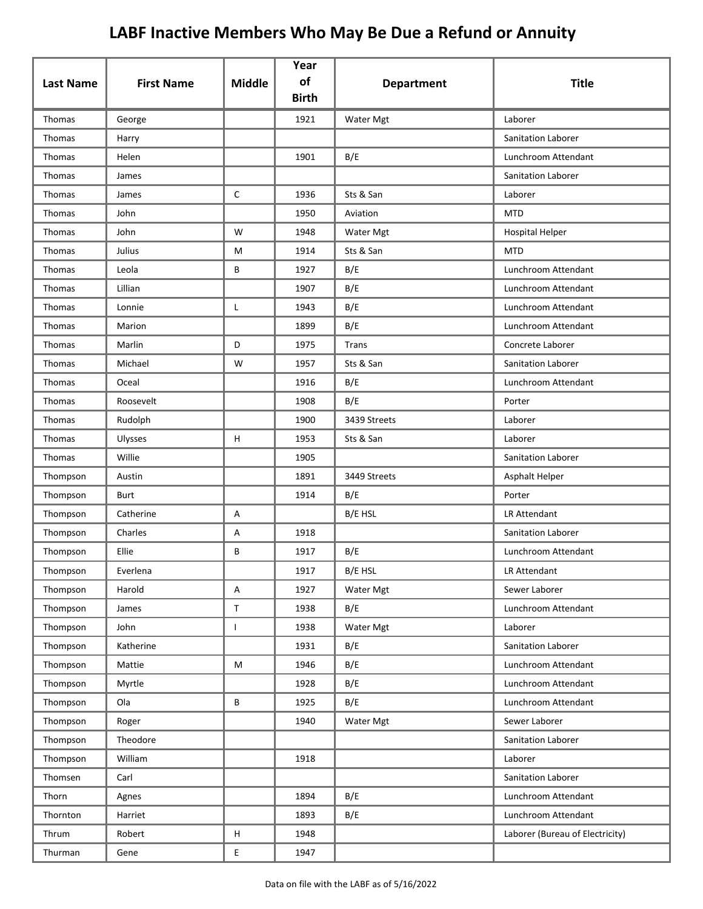# LABF Inactive Members Who May Be Due a Refund or Annuity

| Last Name | First Name | Middle | Year of Birth | Department | Title |
|---|---|---|---|---|---|
| Thomas | George | | 1921 | Water Mgt | Laborer |
| Thomas | Harry | | | | Sanitation Laborer |
| Thomas | Helen | | 1901 | B/E | Lunchroom Attendant |
| Thomas | James | | | | Sanitation Laborer |
| Thomas | James | C | 1936 | Sts & San | Laborer |
| Thomas | John | | 1950 | Aviation | MTD |
| Thomas | John | W | 1948 | Water Mgt | Hospital Helper |
| Thomas | Julius | M | 1914 | Sts & San | MTD |
| Thomas | Leola | B | 1927 | B/E | Lunchroom Attendant |
| Thomas | Lillian | | 1907 | B/E | Lunchroom Attendant |
| Thomas | Lonnie | L | 1943 | B/E | Lunchroom Attendant |
| Thomas | Marion | | 1899 | B/E | Lunchroom Attendant |
| Thomas | Marlin | D | 1975 | Trans | Concrete Laborer |
| Thomas | Michael | W | 1957 | Sts & San | Sanitation Laborer |
| Thomas | Oceal | | 1916 | B/E | Lunchroom Attendant |
| Thomas | Roosevelt | | 1908 | B/E | Porter |
| Thomas | Rudolph | | 1900 | 3439 Streets | Laborer |
| Thomas | Ulysses | H | 1953 | Sts & San | Laborer |
| Thomas | Willie | | 1905 | | Sanitation Laborer |
| Thompson | Austin | | 1891 | 3449 Streets | Asphalt Helper |
| Thompson | Burt | | 1914 | B/E | Porter |
| Thompson | Catherine | A | | B/E HSL | LR Attendant |
| Thompson | Charles | A | 1918 | | Sanitation Laborer |
| Thompson | Ellie | B | 1917 | B/E | Lunchroom Attendant |
| Thompson | Everlena | | 1917 | B/E HSL | LR Attendant |
| Thompson | Harold | A | 1927 | Water Mgt | Sewer Laborer |
| Thompson | James | T | 1938 | B/E | Lunchroom Attendant |
| Thompson | John | I | 1938 | Water Mgt | Laborer |
| Thompson | Katherine | | 1931 | B/E | Sanitation Laborer |
| Thompson | Mattie | M | 1946 | B/E | Lunchroom Attendant |
| Thompson | Myrtle | | 1928 | B/E | Lunchroom Attendant |
| Thompson | Ola | B | 1925 | B/E | Lunchroom Attendant |
| Thompson | Roger | | 1940 | Water Mgt | Sewer Laborer |
| Thompson | Theodore | | | | Sanitation Laborer |
| Thompson | William | | 1918 | | Laborer |
| Thomsen | Carl | | | | Sanitation Laborer |
| Thorn | Agnes | | 1894 | B/E | Lunchroom Attendant |
| Thornton | Harriet | | 1893 | B/E | Lunchroom Attendant |
| Thrum | Robert | H | 1948 | | Laborer (Bureau of Electricity) |
| Thurman | Gene | E | 1947 | | |

Data on file with the LABF as of 5/16/2022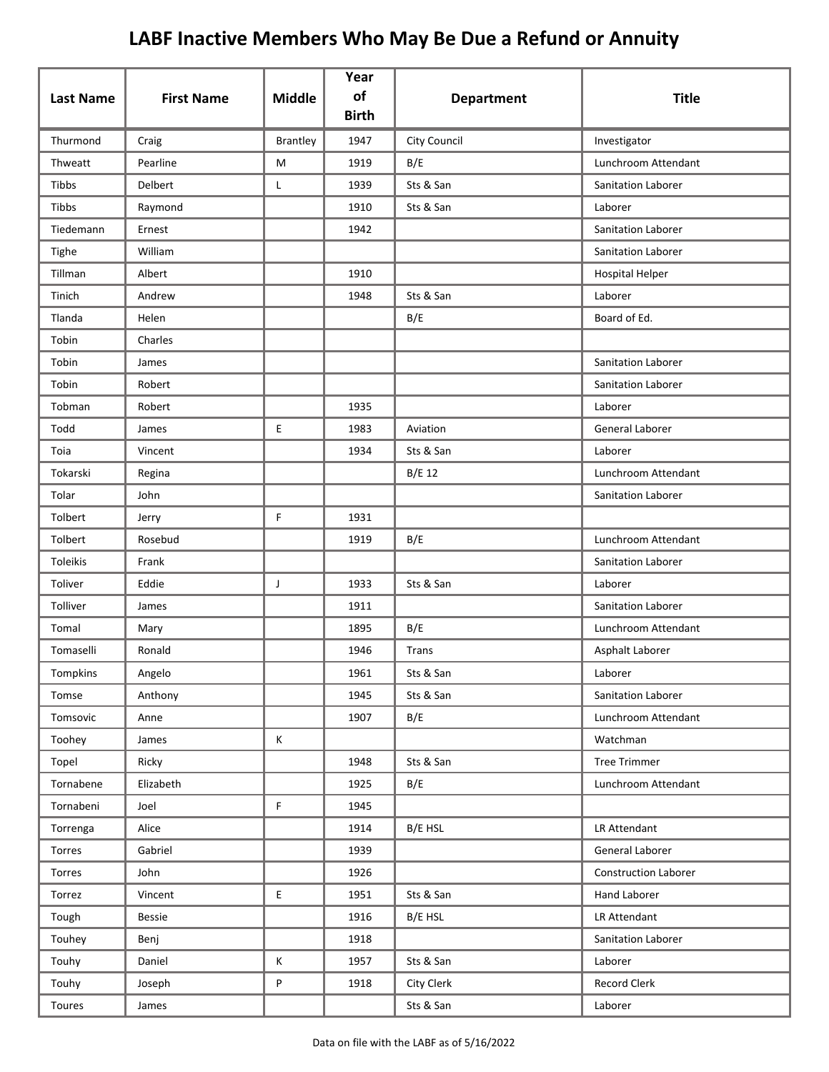# LABF Inactive Members Who May Be Due a Refund or Annuity

| Last Name | First Name | Middle | Year of Birth | Department | Title |
|---|---|---|---|---|---|
| Thurmond | Craig | Brantley | 1947 | City Council | Investigator |
| Thweatt | Pearline | M | 1919 | B/E | Lunchroom Attendant |
| Tibbs | Delbert | L | 1939 | Sts & San | Sanitation Laborer |
| Tibbs | Raymond | | 1910 | Sts & San | Laborer |
| Tiedemann | Ernest | | 1942 | | Sanitation Laborer |
| Tighe | William | | | | Sanitation Laborer |
| Tillman | Albert | | 1910 | | Hospital Helper |
| Tinich | Andrew | | 1948 | Sts & San | Laborer |
| Tlanda | Helen | | | B/E | Board of Ed. |
| Tobin | Charles | | | | |
| Tobin | James | | | | Sanitation Laborer |
| Tobin | Robert | | | | Sanitation Laborer |
| Tobman | Robert | | 1935 | | Laborer |
| Todd | James | E | 1983 | Aviation | General Laborer |
| Toia | Vincent | | 1934 | Sts & San | Laborer |
| Tokarski | Regina | | | B/E 12 | Lunchroom Attendant |
| Tolar | John | | | | Sanitation Laborer |
| Tolbert | Jerry | F | 1931 | | |
| Tolbert | Rosebud | | 1919 | B/E | Lunchroom Attendant |
| Toleikis | Frank | | | | Sanitation Laborer |
| Toliver | Eddie | J | 1933 | Sts & San | Laborer |
| Tolliver | James | | 1911 | | Sanitation Laborer |
| Tomal | Mary | | 1895 | B/E | Lunchroom Attendant |
| Tomaselli | Ronald | | 1946 | Trans | Asphalt Laborer |
| Tompkins | Angelo | | 1961 | Sts & San | Laborer |
| Tomse | Anthony | | 1945 | Sts & San | Sanitation Laborer |
| Tomsovic | Anne | | 1907 | B/E | Lunchroom Attendant |
| Toohey | James | K | | | Watchman |
| Topel | Ricky | | 1948 | Sts & San | Tree Trimmer |
| Tornabene | Elizabeth | | 1925 | B/E | Lunchroom Attendant |
| Tornabeni | Joel | F | 1945 | | |
| Torrenga | Alice | | 1914 | B/E HSL | LR Attendant |
| Torres | Gabriel | | 1939 | | General Laborer |
| Torres | John | | 1926 | | Construction Laborer |
| Torrez | Vincent | E | 1951 | Sts & San | Hand Laborer |
| Tough | Bessie | | 1916 | B/E HSL | LR Attendant |
| Touhey | Benj | | 1918 | | Sanitation Laborer |
| Touhy | Daniel | K | 1957 | Sts & San | Laborer |
| Touhy | Joseph | P | 1918 | City Clerk | Record Clerk |
| Toures | James | | | Sts & San | Laborer |

Data on file with the LABF as of 5/16/2022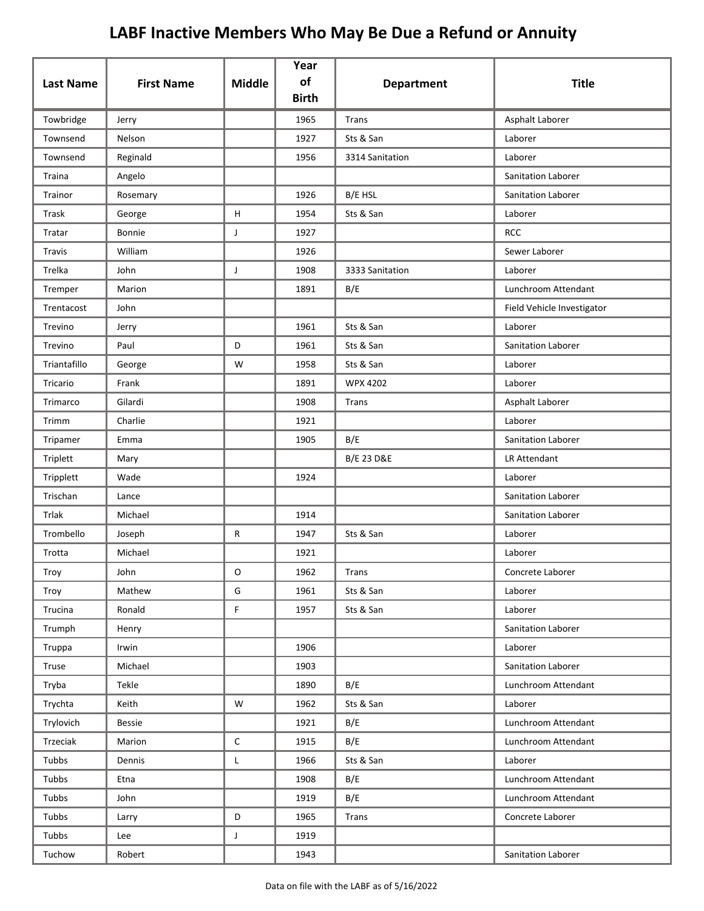# LABF Inactive Members Who May Be Due a Refund or Annuity

| Last Name | First Name | Middle | Year of Birth | Department | Title |
|---|---|---|---|---|---|
| Towbridge | Jerry | | 1965 | Trans | Asphalt Laborer |
| Townsend | Nelson | | 1927 | Sts & San | Laborer |
| Townsend | Reginald | | 1956 | 3314 Sanitation | Laborer |
| Traina | Angelo | | | | Sanitation Laborer |
| Trainor | Rosemary | | 1926 | B/E HSL | Sanitation Laborer |
| Trask | George | H | 1954 | Sts & San | Laborer |
| Tratar | Bonnie | J | 1927 | | RCC |
| Travis | William | | 1926 | | Sewer Laborer |
| Trelka | John | J | 1908 | 3333 Sanitation | Laborer |
| Tremper | Marion | | 1891 | B/E | Lunchroom Attendant |
| Trentacost | John | | | | Field Vehicle Investigator |
| Trevino | Jerry | | 1961 | Sts & San | Laborer |
| Trevino | Paul | D | 1961 | Sts & San | Sanitation Laborer |
| Triantafillo | George | W | 1958 | Sts & San | Laborer |
| Tricario | Frank | | 1891 | WPX 4202 | Laborer |
| Trimarco | Gilardi | | 1908 | Trans | Asphalt Laborer |
| Trimm | Charlie | | 1921 | | Laborer |
| Tripamer | Emma | | 1905 | B/E | Sanitation Laborer |
| Triplett | Mary | | | B/E 23 D&E | LR Attendant |
| Tripplett | Wade | | 1924 | | Laborer |
| Trischan | Lance | | | | Sanitation Laborer |
| Trlak | Michael | | 1914 | | Sanitation Laborer |
| Trombello | Joseph | R | 1947 | Sts & San | Laborer |
| Trotta | Michael | | 1921 | | Laborer |
| Troy | John | O | 1962 | Trans | Concrete Laborer |
| Troy | Mathew | G | 1961 | Sts & San | Laborer |
| Trucina | Ronald | F | 1957 | Sts & San | Laborer |
| Trumph | Henry | | | | Sanitation Laborer |
| Truppa | Irwin | | 1906 | | Laborer |
| Truse | Michael | | 1903 | | Sanitation Laborer |
| Tryba | Tekle | | 1890 | B/E | Lunchroom Attendant |
| Trychta | Keith | W | 1962 | Sts & San | Laborer |
| Trylovich | Bessie | | 1921 | B/E | Lunchroom Attendant |
| Trzeciak | Marion | C | 1915 | B/E | Lunchroom Attendant |
| Tubbs | Dennis | L | 1966 | Sts & San | Laborer |
| Tubbs | Etna | | 1908 | B/E | Lunchroom Attendant |
| Tubbs | John | | 1919 | B/E | Lunchroom Attendant |
| Tubbs | Larry | D | 1965 | Trans | Concrete Laborer |
| Tubbs | Lee | J | 1919 | | |
| Tuchow | Robert | | 1943 | | Sanitation Laborer |

Data on file with the LABF as of 5/16/2022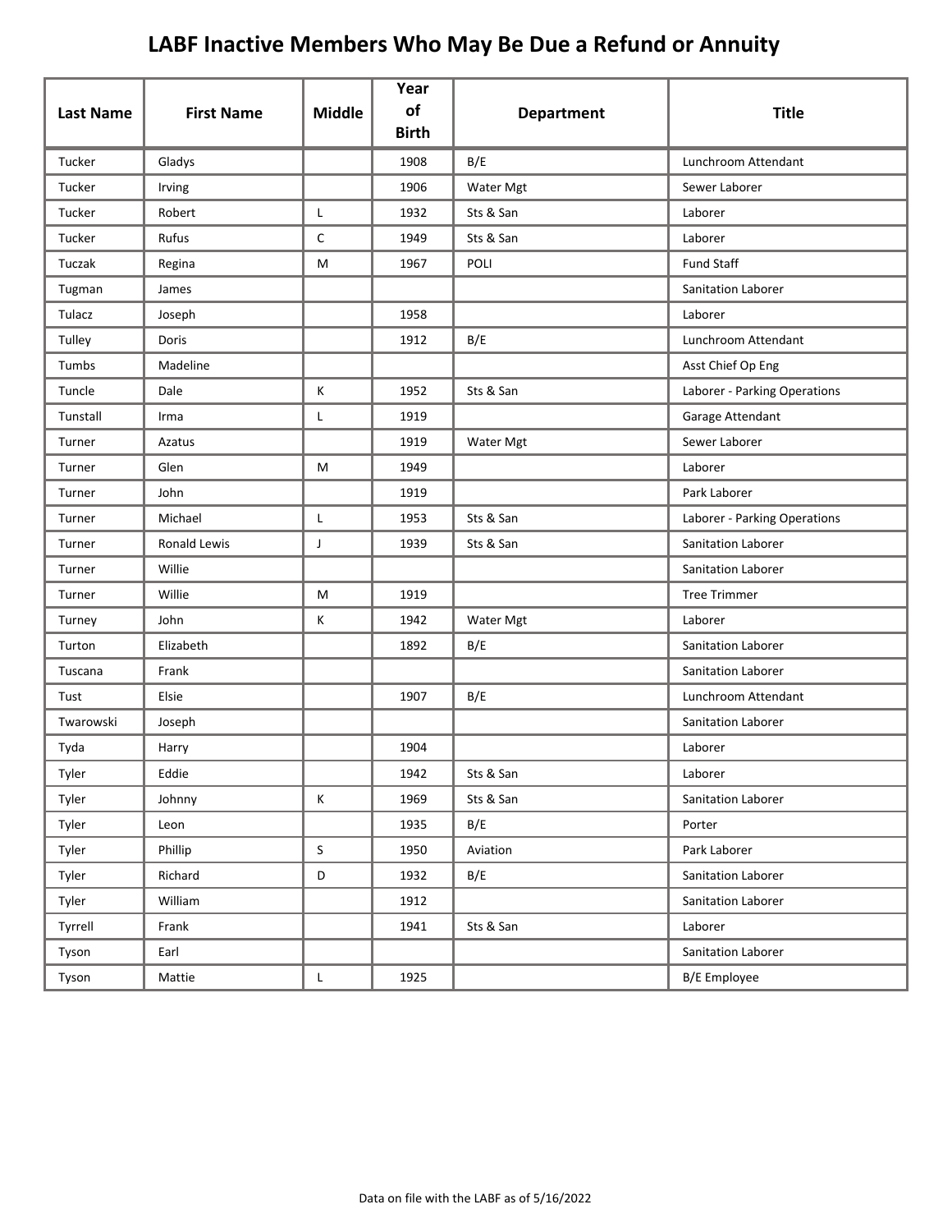# LABF Inactive Members Who May Be Due a Refund or Annuity

| Last Name | First Name | Middle | Year of Birth | Department | Title |
|---|---|---|---|---|---|
| Tucker | Gladys | | 1908 | B/E | Lunchroom Attendant |
| Tucker | Irving | | 1906 | Water Mgt | Sewer Laborer |
| Tucker | Robert | L | 1932 | Sts & San | Laborer |
| Tucker | Rufus | C | 1949 | Sts & San | Laborer |
| Tuczak | Regina | M | 1967 | POLI | Fund Staff |
| Tugman | James | | | | Sanitation Laborer |
| Tulacz | Joseph | | 1958 | | Laborer |
| Tulley | Doris | | 1912 | B/E | Lunchroom Attendant |
| Tumbs | Madeline | | | | Asst Chief Op Eng |
| Tuncle | Dale | K | 1952 | Sts & San | Laborer - Parking Operations |
| Tunstall | Irma | L | 1919 | | Garage Attendant |
| Turner | Azatus | | 1919 | Water Mgt | Sewer Laborer |
| Turner | Glen | M | 1949 | | Laborer |
| Turner | John | | 1919 | | Park Laborer |
| Turner | Michael | L | 1953 | Sts & San | Laborer - Parking Operations |
| Turner | Ronald Lewis | J | 1939 | Sts & San | Sanitation Laborer |
| Turner | Willie | | | | Sanitation Laborer |
| Turner | Willie | M | 1919 | | Tree Trimmer |
| Turney | John | K | 1942 | Water Mgt | Laborer |
| Turton | Elizabeth | | 1892 | B/E | Sanitation Laborer |
| Tuscana | Frank | | | | Sanitation Laborer |
| Tust | Elsie | | 1907 | B/E | Lunchroom Attendant |
| Twarowski | Joseph | | | | Sanitation Laborer |
| Tyda | Harry | | 1904 | | Laborer |
| Tyler | Eddie | | 1942 | Sts & San | Laborer |
| Tyler | Johnny | K | 1969 | Sts & San | Sanitation Laborer |
| Tyler | Leon | | 1935 | B/E | Porter |
| Tyler | Phillip | S | 1950 | Aviation | Park Laborer |
| Tyler | Richard | D | 1932 | B/E | Sanitation Laborer |
| Tyler | William | | 1912 | | Sanitation Laborer |
| Tyrrell | Frank | | 1941 | Sts & San | Laborer |
| Tyson | Earl | | | | Sanitation Laborer |
| Tyson | Mattie | L | 1925 | | B/E Employee |

Data on file with the LABF as of 5/16/2022